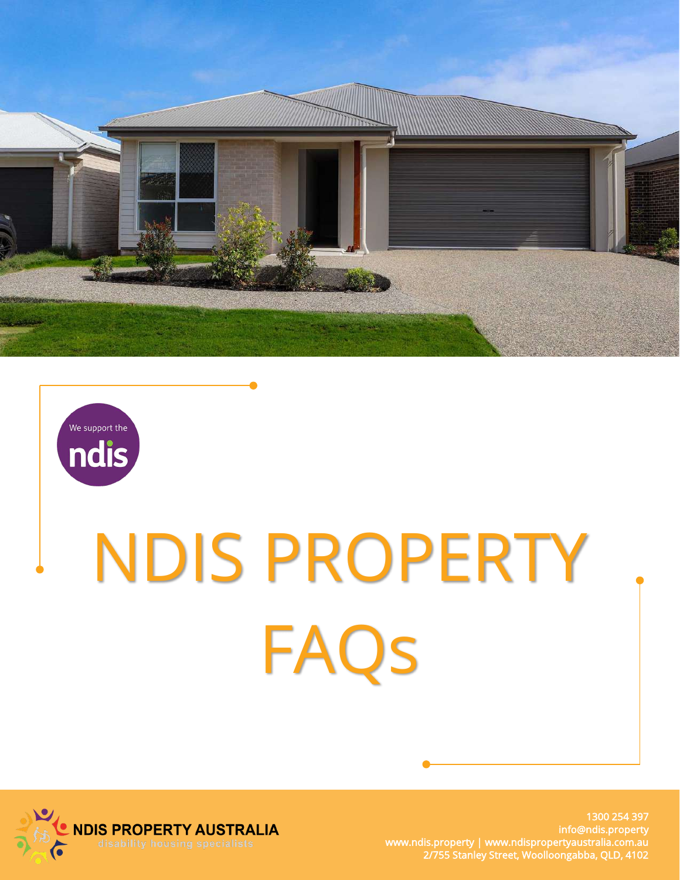We support the ndis

# NDIS PROPERTY FAQs

**NDIS PROPERTY AUSTRALIA**
disability housing specialists

1300 254 397
info@ndis.property
www.ndis.property | www.ndispropertyaustralia.com.au
2/755 Stanley Street, Woolloongabba, QLD, 4102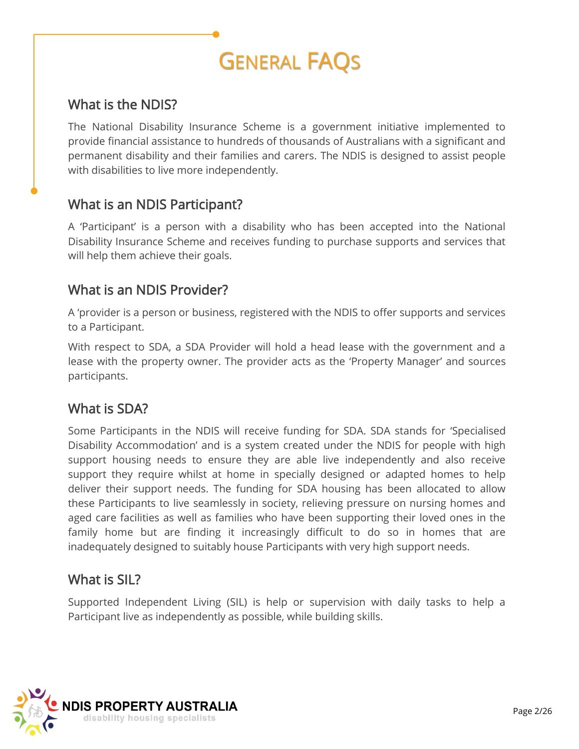# General FAQs

## What is the NDIS?

The National Disability Insurance Scheme is a government initiative implemented to provide financial assistance to hundreds of thousands of Australians with a significant and permanent disability and their families and carers. The NDIS is designed to assist people with disabilities to live more independently.

## What is an NDIS Participant?

A 'Participant' is a person with a disability who has been accepted into the National Disability Insurance Scheme and receives funding to purchase supports and services that will help them achieve their goals.

## What is an NDIS Provider?

A 'provider is a person or business, registered with the NDIS to offer supports and services to a Participant.

With respect to SDA, a SDA Provider will hold a head lease with the government and a lease with the property owner. The provider acts as the 'Property Manager' and sources participants.

## What is SDA?

Some Participants in the NDIS will receive funding for SDA. SDA stands for 'Specialised Disability Accommodation' and is a system created under the NDIS for people with high support housing needs to ensure they are able live independently and also receive support they require whilst at home in specially designed or adapted homes to help deliver their support needs. The funding for SDA housing has been allocated to allow these Participants to live seamlessly in society, relieving pressure on nursing homes and aged care facilities as well as families who have been supporting their loved ones in the family home but are finding it increasingly difficult to do so in homes that are inadequately designed to suitably house Participants with very high support needs.

## What is SIL?

Supported Independent Living (SIL) is help or supervision with daily tasks to help a Participant live as independently as possible, while building skills.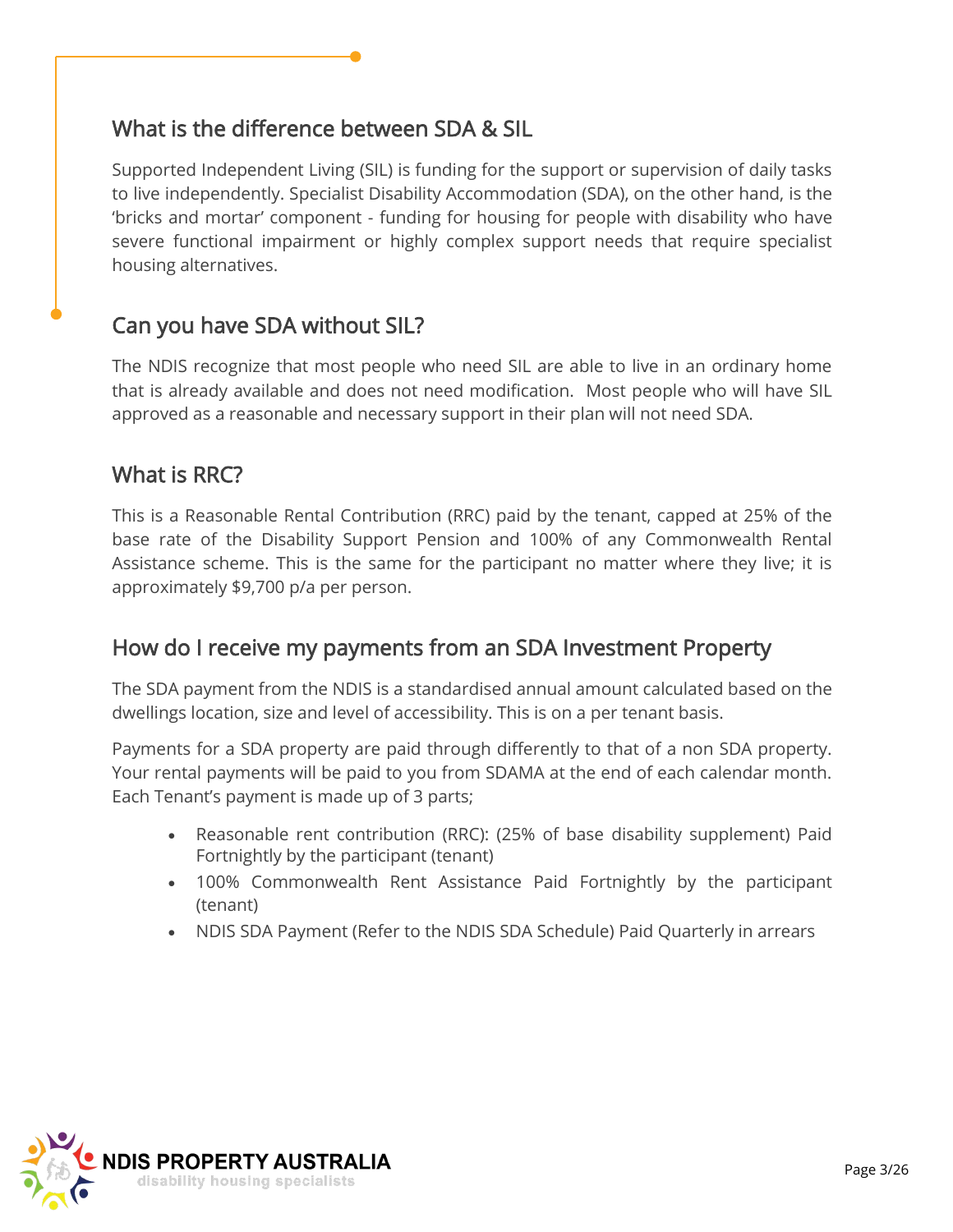## What is the difference between SDA & SIL

Supported Independent Living (SIL) is funding for the support or supervision of daily tasks to live independently. Specialist Disability Accommodation (SDA), on the other hand, is the 'bricks and mortar' component - funding for housing for people with disability who have severe functional impairment or highly complex support needs that require specialist housing alternatives.

## Can you have SDA without SIL?

The NDIS recognize that most people who need SIL are able to live in an ordinary home that is already available and does not need modification. Most people who will have SIL approved as a reasonable and necessary support in their plan will not need SDA.

## What is RRC?

This is a Reasonable Rental Contribution (RRC) paid by the tenant, capped at 25% of the base rate of the Disability Support Pension and 100% of any Commonwealth Rental Assistance scheme. This is the same for the participant no matter where they live; it is approximately $9,700 p/a per person.

## How do I receive my payments from an SDA Investment Property

The SDA payment from the NDIS is a standardised annual amount calculated based on the dwellings location, size and level of accessibility. This is on a per tenant basis.

Payments for a SDA property are paid through differently to that of a non SDA property. Your rental payments will be paid to you from SDAMA at the end of each calendar month. Each Tenant's payment is made up of 3 parts;

- Reasonable rent contribution (RRC): (25% of base disability supplement) Paid Fortnightly by the participant (tenant)
- 100% Commonwealth Rent Assistance Paid Fortnightly by the participant (tenant)
- NDIS SDA Payment (Refer to the NDIS SDA Schedule) Paid Quarterly in arrears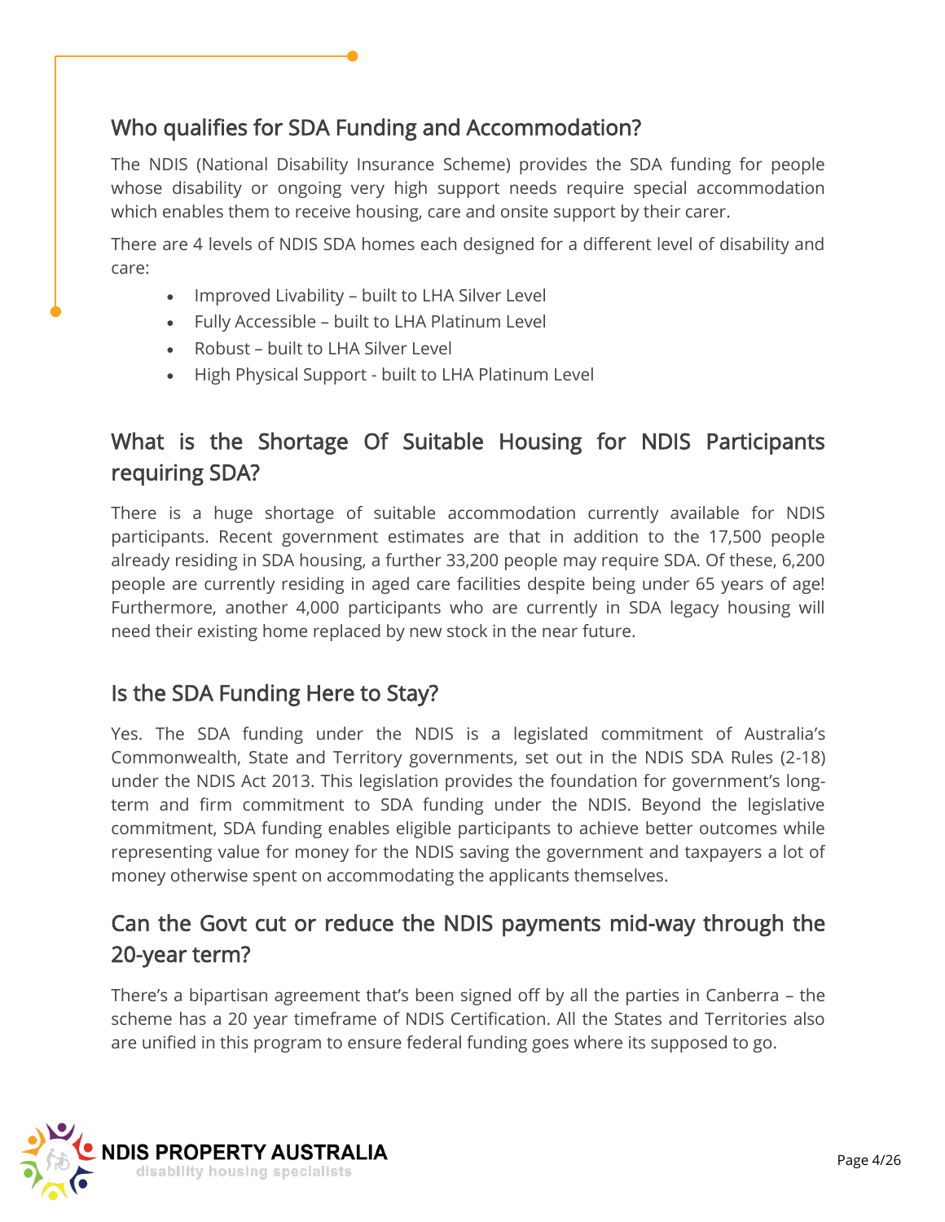## Who qualifies for SDA Funding and Accommodation?

The NDIS (National Disability Insurance Scheme) provides the SDA funding for people whose disability or ongoing very high support needs require special accommodation which enables them to receive housing, care and onsite support by their carer.

There are 4 levels of NDIS SDA homes each designed for a different level of disability and care:

- Improved Livability – built to LHA Silver Level
- Fully Accessible – built to LHA Platinum Level
- Robust – built to LHA Silver Level
- High Physical Support - built to LHA Platinum Level

## What is the Shortage Of Suitable Housing for NDIS Participants requiring SDA?

There is a huge shortage of suitable accommodation currently available for NDIS participants. Recent government estimates are that in addition to the 17,500 people already residing in SDA housing, a further 33,200 people may require SDA. Of these, 6,200 people are currently residing in aged care facilities despite being under 65 years of age! Furthermore, another 4,000 participants who are currently in SDA legacy housing will need their existing home replaced by new stock in the near future.

## Is the SDA Funding Here to Stay?

Yes. The SDA funding under the NDIS is a legislated commitment of Australia's Commonwealth, State and Territory governments, set out in the NDIS SDA Rules (2-18) under the NDIS Act 2013. This legislation provides the foundation for government's long-term and firm commitment to SDA funding under the NDIS. Beyond the legislative commitment, SDA funding enables eligible participants to achieve better outcomes while representing value for money for the NDIS saving the government and taxpayers a lot of money otherwise spent on accommodating the applicants themselves.

## Can the Govt cut or reduce the NDIS payments mid-way through the 20-year term?

There's a bipartisan agreement that's been signed off by all the parties in Canberra – the scheme has a 20 year timeframe of NDIS Certification. All the States and Territories also are unified in this program to ensure federal funding goes where its supposed to go.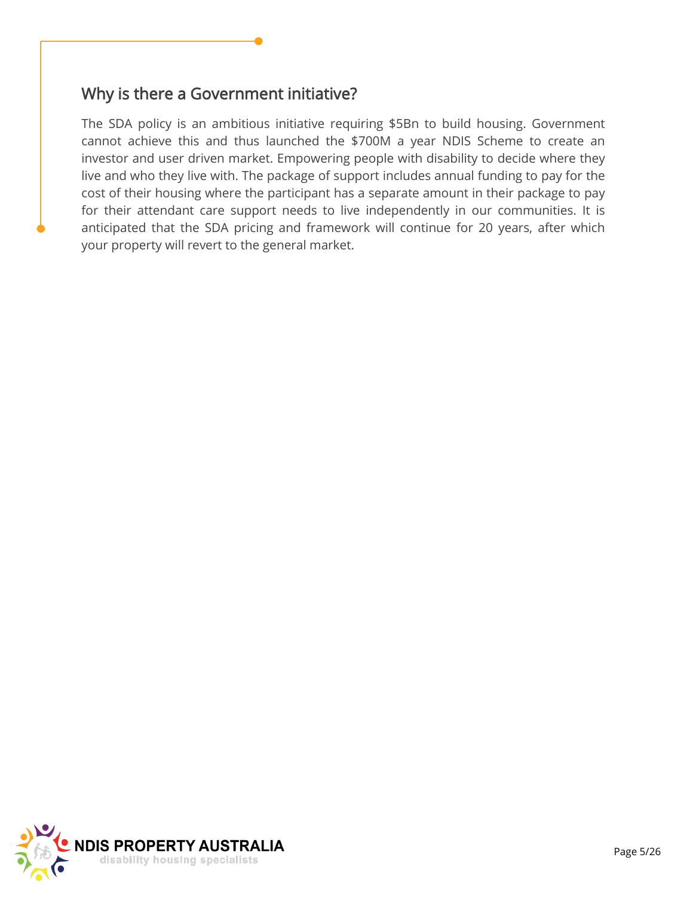## Why is there a Government initiative?

The SDA policy is an ambitious initiative requiring $5Bn to build housing. Government cannot achieve this and thus launched the $700M a year NDIS Scheme to create an investor and user driven market. Empowering people with disability to decide where they live and who they live with. The package of support includes annual funding to pay for the cost of their housing where the participant has a separate amount in their package to pay for their attendant care support needs to live independently in our communities. It is anticipated that the SDA pricing and framework will continue for 20 years, after which your property will revert to the general market.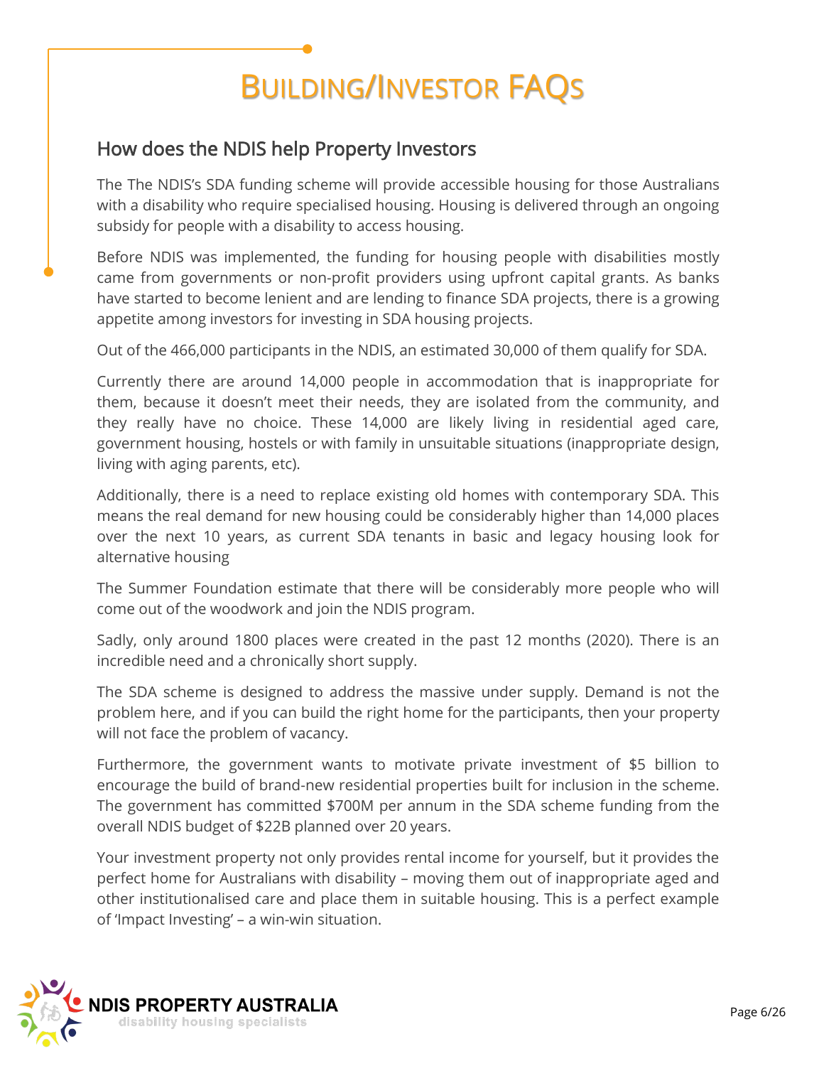# BUILDING/INVESTOR FAQS

## How does the NDIS help Property Investors

The The NDIS's SDA funding scheme will provide accessible housing for those Australians with a disability who require specialised housing. Housing is delivered through an ongoing subsidy for people with a disability to access housing.

Before NDIS was implemented, the funding for housing people with disabilities mostly came from governments or non-profit providers using upfront capital grants. As banks have started to become lenient and are lending to finance SDA projects, there is a growing appetite among investors for investing in SDA housing projects.

Out of the 466,000 participants in the NDIS, an estimated 30,000 of them qualify for SDA.

Currently there are around 14,000 people in accommodation that is inappropriate for them, because it doesn't meet their needs, they are isolated from the community, and they really have no choice. These 14,000 are likely living in residential aged care, government housing, hostels or with family in unsuitable situations (inappropriate design, living with aging parents, etc).

Additionally, there is a need to replace existing old homes with contemporary SDA. This means the real demand for new housing could be considerably higher than 14,000 places over the next 10 years, as current SDA tenants in basic and legacy housing look for alternative housing

The Summer Foundation estimate that there will be considerably more people who will come out of the woodwork and join the NDIS program.

Sadly, only around 1800 places were created in the past 12 months (2020). There is an incredible need and a chronically short supply.

The SDA scheme is designed to address the massive under supply. Demand is not the problem here, and if you can build the right home for the participants, then your property will not face the problem of vacancy.

Furthermore, the government wants to motivate private investment of $5 billion to encourage the build of brand-new residential properties built for inclusion in the scheme. The government has committed $700M per annum in the SDA scheme funding from the overall NDIS budget of $22B planned over 20 years.

Your investment property not only provides rental income for yourself, but it provides the perfect home for Australians with disability – moving them out of inappropriate aged and other institutionalised care and place them in suitable housing. This is a perfect example of 'Impact Investing' – a win-win situation.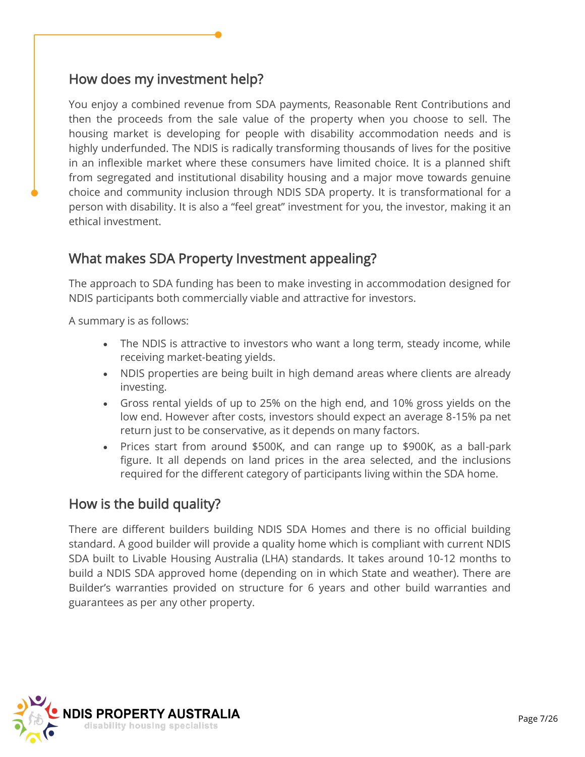## How does my investment help?

You enjoy a combined revenue from SDA payments, Reasonable Rent Contributions and then the proceeds from the sale value of the property when you choose to sell. The housing market is developing for people with disability accommodation needs and is highly underfunded. The NDIS is radically transforming thousands of lives for the positive in an inflexible market where these consumers have limited choice. It is a planned shift from segregated and institutional disability housing and a major move towards genuine choice and community inclusion through NDIS SDA property. It is transformational for a person with disability. It is also a "feel great" investment for you, the investor, making it an ethical investment.

## What makes SDA Property Investment appealing?

The approach to SDA funding has been to make investing in accommodation designed for NDIS participants both commercially viable and attractive for investors.

A summary is as follows:

- The NDIS is attractive to investors who want a long term, steady income, while receiving market-beating yields.
- NDIS properties are being built in high demand areas where clients are already investing.
- Gross rental yields of up to 25% on the high end, and 10% gross yields on the low end. However after costs, investors should expect an average 8-15% pa net return just to be conservative, as it depends on many factors.
- Prices start from around $500K, and can range up to $900K, as a ball-park figure. It all depends on land prices in the area selected, and the inclusions required for the different category of participants living within the SDA home.

## How is the build quality?

There are different builders building NDIS SDA Homes and there is no official building standard. A good builder will provide a quality home which is compliant with current NDIS SDA built to Livable Housing Australia (LHA) standards. It takes around 10-12 months to build a NDIS SDA approved home (depending on in which State and weather). There are Builder's warranties provided on structure for 6 years and other build warranties and guarantees as per any other property.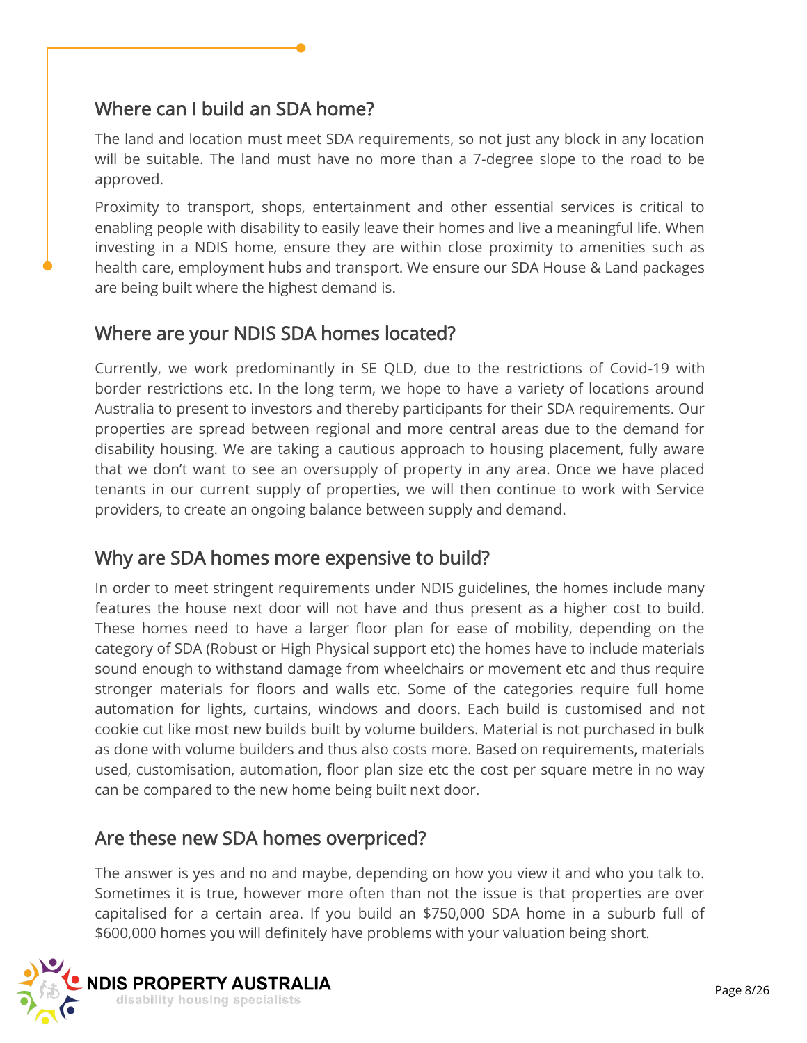## Where can I build an SDA home?

The land and location must meet SDA requirements, so not just any block in any location will be suitable. The land must have no more than a 7-degree slope to the road to be approved.

Proximity to transport, shops, entertainment and other essential services is critical to enabling people with disability to easily leave their homes and live a meaningful life. When investing in a NDIS home, ensure they are within close proximity to amenities such as health care, employment hubs and transport. We ensure our SDA House & Land packages are being built where the highest demand is.

## Where are your NDIS SDA homes located?

Currently, we work predominantly in SE QLD, due to the restrictions of Covid-19 with border restrictions etc. In the long term, we hope to have a variety of locations around Australia to present to investors and thereby participants for their SDA requirements. Our properties are spread between regional and more central areas due to the demand for disability housing. We are taking a cautious approach to housing placement, fully aware that we don't want to see an oversupply of property in any area. Once we have placed tenants in our current supply of properties, we will then continue to work with Service providers, to create an ongoing balance between supply and demand.

## Why are SDA homes more expensive to build?

In order to meet stringent requirements under NDIS guidelines, the homes include many features the house next door will not have and thus present as a higher cost to build. These homes need to have a larger floor plan for ease of mobility, depending on the category of SDA (Robust or High Physical support etc) the homes have to include materials sound enough to withstand damage from wheelchairs or movement etc and thus require stronger materials for floors and walls etc. Some of the categories require full home automation for lights, curtains, windows and doors. Each build is customised and not cookie cut like most new builds built by volume builders. Material is not purchased in bulk as done with volume builders and thus also costs more. Based on requirements, materials used, customisation, automation, floor plan size etc the cost per square metre in no way can be compared to the new home being built next door.

## Are these new SDA homes overpriced?

The answer is yes and no and maybe, depending on how you view it and who you talk to. Sometimes it is true, however more often than not the issue is that properties are over capitalised for a certain area. If you build an $750,000 SDA home in a suburb full of $600,000 homes you will definitely have problems with your valuation being short.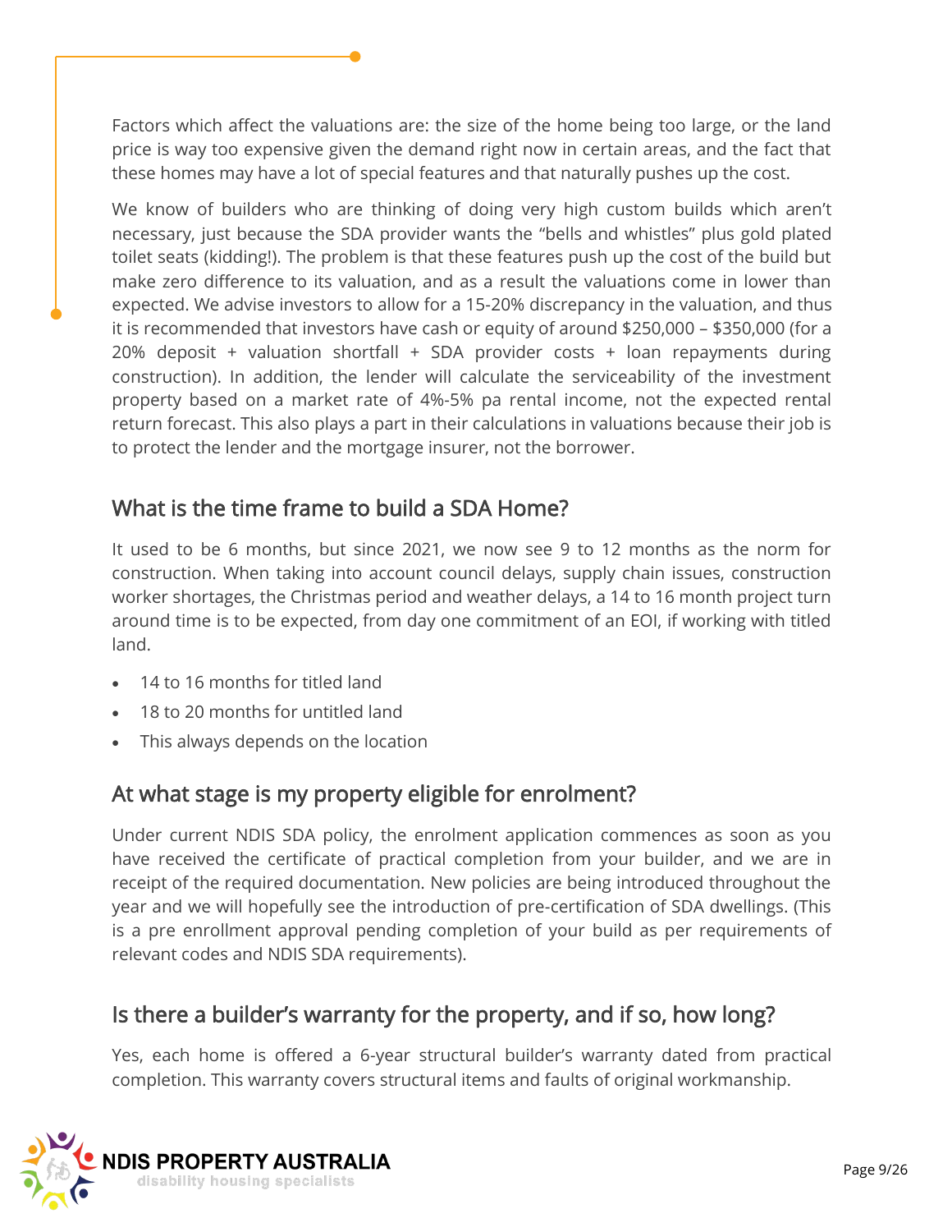Factors which affect the valuations are: the size of the home being too large, or the land price is way too expensive given the demand right now in certain areas, and the fact that these homes may have a lot of special features and that naturally pushes up the cost.

We know of builders who are thinking of doing very high custom builds which aren't necessary, just because the SDA provider wants the "bells and whistles" plus gold plated toilet seats (kidding!). The problem is that these features push up the cost of the build but make zero difference to its valuation, and as a result the valuations come in lower than expected. We advise investors to allow for a 15-20% discrepancy in the valuation, and thus it is recommended that investors have cash or equity of around $250,000 – $350,000 (for a 20% deposit + valuation shortfall + SDA provider costs + loan repayments during construction). In addition, the lender will calculate the serviceability of the investment property based on a market rate of 4%-5% pa rental income, not the expected rental return forecast. This also plays a part in their calculations in valuations because their job is to protect the lender and the mortgage insurer, not the borrower.

## What is the time frame to build a SDA Home?

It used to be 6 months, but since 2021, we now see 9 to 12 months as the norm for construction. When taking into account council delays, supply chain issues, construction worker shortages, the Christmas period and weather delays, a 14 to 16 month project turn around time is to be expected, from day one commitment of an EOI, if working with titled land.

- 14 to 16 months for titled land
- 18 to 20 months for untitled land
- This always depends on the location

## At what stage is my property eligible for enrolment?

Under current NDIS SDA policy, the enrolment application commences as soon as you have received the certificate of practical completion from your builder, and we are in receipt of the required documentation. New policies are being introduced throughout the year and we will hopefully see the introduction of pre-certification of SDA dwellings. (This is a pre enrollment approval pending completion of your build as per requirements of relevant codes and NDIS SDA requirements).

## Is there a builder's warranty for the property, and if so, how long?

Yes, each home is offered a 6-year structural builder's warranty dated from practical completion. This warranty covers structural items and faults of original workmanship.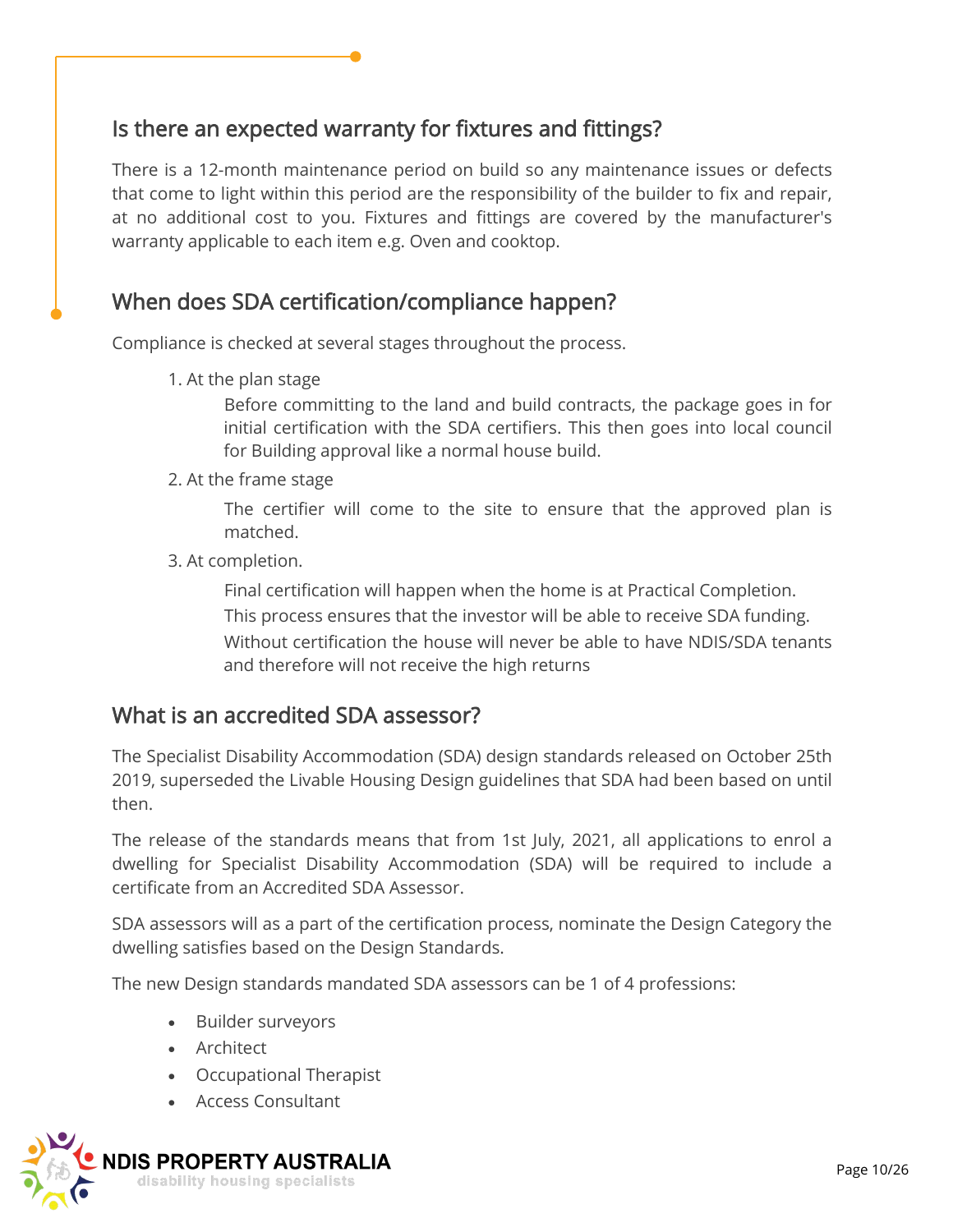## Is there an expected warranty for fixtures and fittings?

There is a 12-month maintenance period on build so any maintenance issues or defects that come to light within this period are the responsibility of the builder to fix and repair, at no additional cost to you. Fixtures and fittings are covered by the manufacturer's warranty applicable to each item e.g. Oven and cooktop.

## When does SDA certification/compliance happen?

Compliance is checked at several stages throughout the process.

1. At the plan stage

   Before committing to the land and build contracts, the package goes in for initial certification with the SDA certifiers. This then goes into local council for Building approval like a normal house build.

2. At the frame stage

   The certifier will come to the site to ensure that the approved plan is matched.

3. At completion.

   Final certification will happen when the home is at Practical Completion.

   This process ensures that the investor will be able to receive SDA funding.

   Without certification the house will never be able to have NDIS/SDA tenants and therefore will not receive the high returns

## What is an accredited SDA assessor?

The Specialist Disability Accommodation (SDA) design standards released on October 25th 2019, superseded the Livable Housing Design guidelines that SDA had been based on until then.

The release of the standards means that from 1st July, 2021, all applications to enrol a dwelling for Specialist Disability Accommodation (SDA) will be required to include a certificate from an Accredited SDA Assessor.

SDA assessors will as a part of the certification process, nominate the Design Category the dwelling satisfies based on the Design Standards.

The new Design standards mandated SDA assessors can be 1 of 4 professions:

- Builder surveyors
- Architect
- Occupational Therapist
- Access Consultant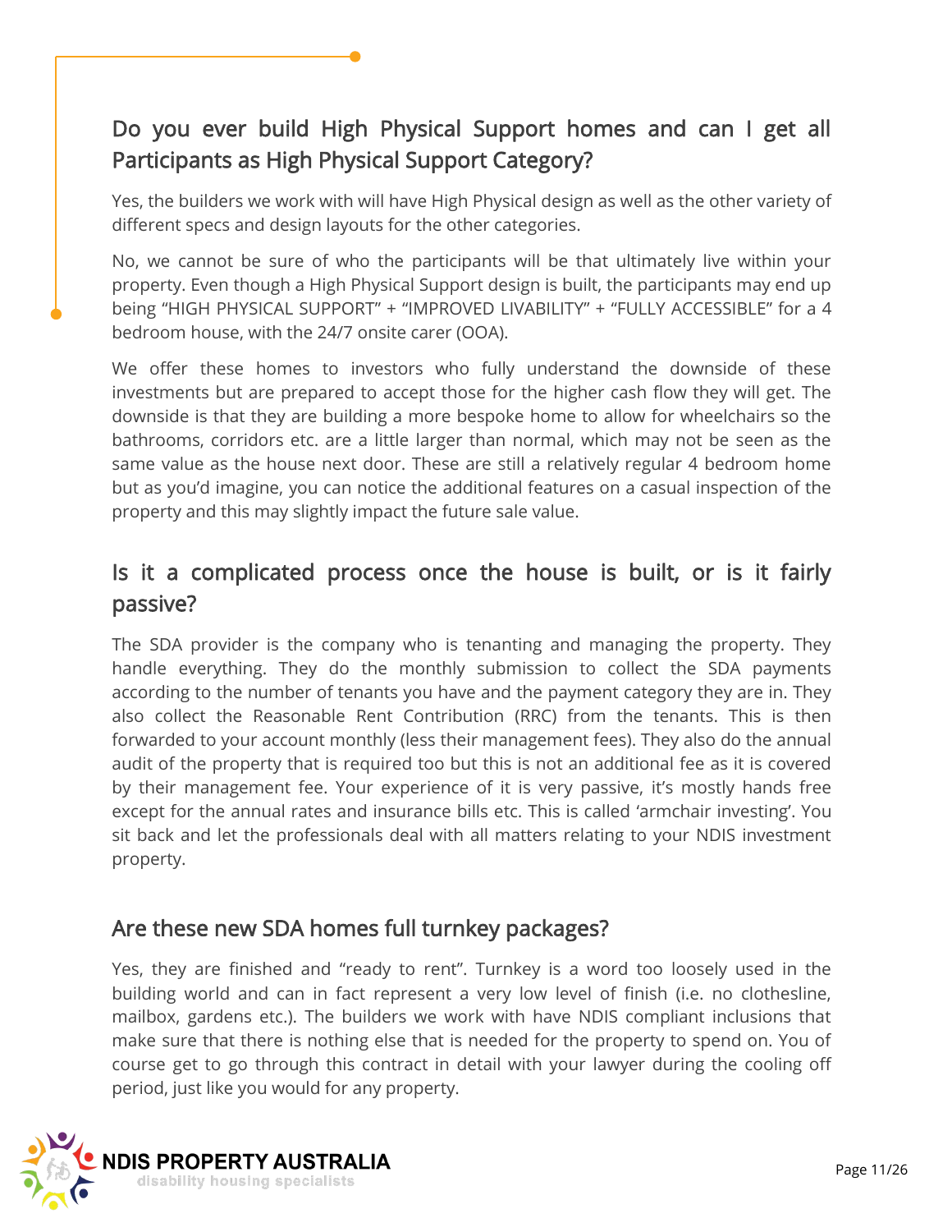## Do you ever build High Physical Support homes and can I get all Participants as High Physical Support Category?

Yes, the builders we work with will have High Physical design as well as the other variety of different specs and design layouts for the other categories.

No, we cannot be sure of who the participants will be that ultimately live within your property. Even though a High Physical Support design is built, the participants may end up being "HIGH PHYSICAL SUPPORT" + "IMPROVED LIVABILITY" + "FULLY ACCESSIBLE" for a 4 bedroom house, with the 24/7 onsite carer (OOA).

We offer these homes to investors who fully understand the downside of these investments but are prepared to accept those for the higher cash flow they will get. The downside is that they are building a more bespoke home to allow for wheelchairs so the bathrooms, corridors etc. are a little larger than normal, which may not be seen as the same value as the house next door. These are still a relatively regular 4 bedroom home but as you'd imagine, you can notice the additional features on a casual inspection of the property and this may slightly impact the future sale value.

## Is it a complicated process once the house is built, or is it fairly passive?

The SDA provider is the company who is tenanting and managing the property. They handle everything. They do the monthly submission to collect the SDA payments according to the number of tenants you have and the payment category they are in. They also collect the Reasonable Rent Contribution (RRC) from the tenants. This is then forwarded to your account monthly (less their management fees). They also do the annual audit of the property that is required too but this is not an additional fee as it is covered by their management fee. Your experience of it is very passive, it's mostly hands free except for the annual rates and insurance bills etc. This is called 'armchair investing'. You sit back and let the professionals deal with all matters relating to your NDIS investment property.

## Are these new SDA homes full turnkey packages?

Yes, they are finished and "ready to rent". Turnkey is a word too loosely used in the building world and can in fact represent a very low level of finish (i.e. no clothesline, mailbox, gardens etc.). The builders we work with have NDIS compliant inclusions that make sure that there is nothing else that is needed for the property to spend on. You of course get to go through this contract in detail with your lawyer during the cooling off period, just like you would for any property.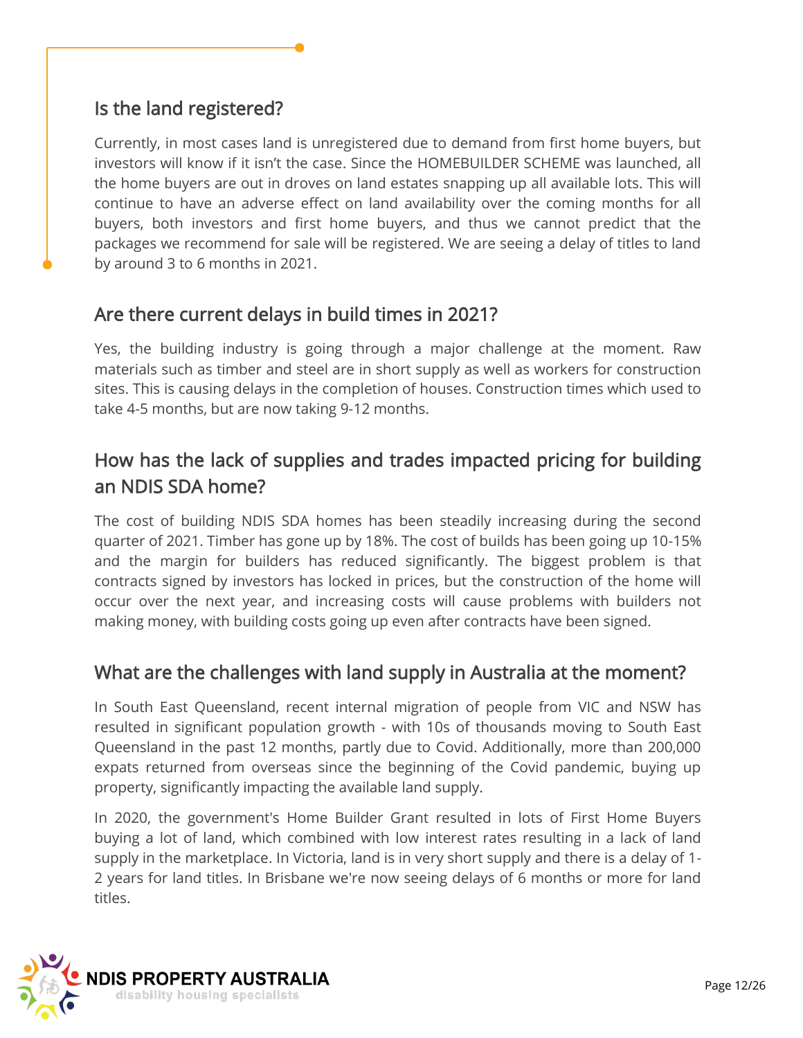## Is the land registered?

Currently, in most cases land is unregistered due to demand from first home buyers, but investors will know if it isn't the case. Since the HOMEBUILDER SCHEME was launched, all the home buyers are out in droves on land estates snapping up all available lots. This will continue to have an adverse effect on land availability over the coming months for all buyers, both investors and first home buyers, and thus we cannot predict that the packages we recommend for sale will be registered. We are seeing a delay of titles to land by around 3 to 6 months in 2021.

## Are there current delays in build times in 2021?

Yes, the building industry is going through a major challenge at the moment. Raw materials such as timber and steel are in short supply as well as workers for construction sites. This is causing delays in the completion of houses. Construction times which used to take 4-5 months, but are now taking 9-12 months.

## How has the lack of supplies and trades impacted pricing for building an NDIS SDA home?

The cost of building NDIS SDA homes has been steadily increasing during the second quarter of 2021. Timber has gone up by 18%. The cost of builds has been going up 10-15% and the margin for builders has reduced significantly. The biggest problem is that contracts signed by investors has locked in prices, but the construction of the home will occur over the next year, and increasing costs will cause problems with builders not making money, with building costs going up even after contracts have been signed.

## What are the challenges with land supply in Australia at the moment?

In South East Queensland, recent internal migration of people from VIC and NSW has resulted in significant population growth - with 10s of thousands moving to South East Queensland in the past 12 months, partly due to Covid. Additionally, more than 200,000 expats returned from overseas since the beginning of the Covid pandemic, buying up property, significantly impacting the available land supply.

In 2020, the government's Home Builder Grant resulted in lots of First Home Buyers buying a lot of land, which combined with low interest rates resulting in a lack of land supply in the marketplace. In Victoria, land is in very short supply and there is a delay of 1-2 years for land titles. In Brisbane we're now seeing delays of 6 months or more for land titles.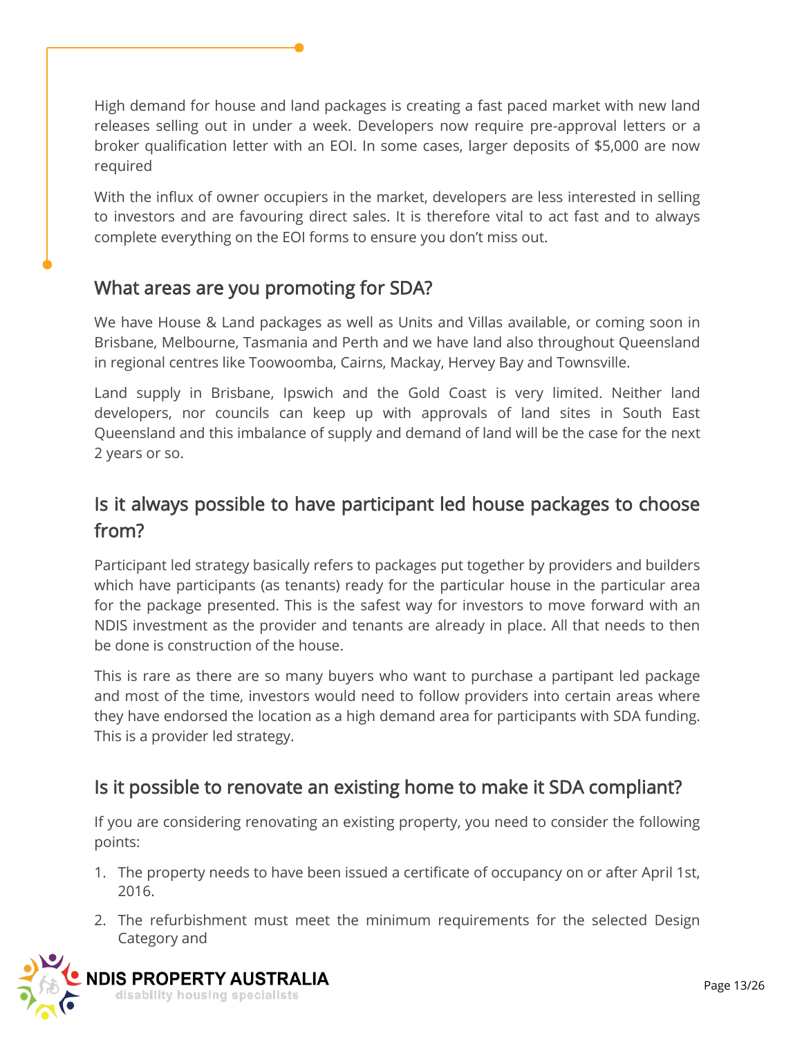High demand for house and land packages is creating a fast paced market with new land releases selling out in under a week. Developers now require pre-approval letters or a broker qualification letter with an EOI. In some cases, larger deposits of $5,000 are now required

With the influx of owner occupiers in the market, developers are less interested in selling to investors and are favouring direct sales. It is therefore vital to act fast and to always complete everything on the EOI forms to ensure you don't miss out.

## What areas are you promoting for SDA?

We have House & Land packages as well as Units and Villas available, or coming soon in Brisbane, Melbourne, Tasmania and Perth and we have land also throughout Queensland in regional centres like Toowoomba, Cairns, Mackay, Hervey Bay and Townsville.

Land supply in Brisbane, Ipswich and the Gold Coast is very limited. Neither land developers, nor councils can keep up with approvals of land sites in South East Queensland and this imbalance of supply and demand of land will be the case for the next 2 years or so.

## Is it always possible to have participant led house packages to choose from?

Participant led strategy basically refers to packages put together by providers and builders which have participants (as tenants) ready for the particular house in the particular area for the package presented. This is the safest way for investors to move forward with an NDIS investment as the provider and tenants are already in place. All that needs to then be done is construction of the house.

This is rare as there are so many buyers who want to purchase a partipant led package and most of the time, investors would need to follow providers into certain areas where they have endorsed the location as a high demand area for participants with SDA funding. This is a provider led strategy.

## Is it possible to renovate an existing home to make it SDA compliant?

If you are considering renovating an existing property, you need to consider the following points:

1. The property needs to have been issued a certificate of occupancy on or after April 1st, 2016.
2. The refurbishment must meet the minimum requirements for the selected Design Category and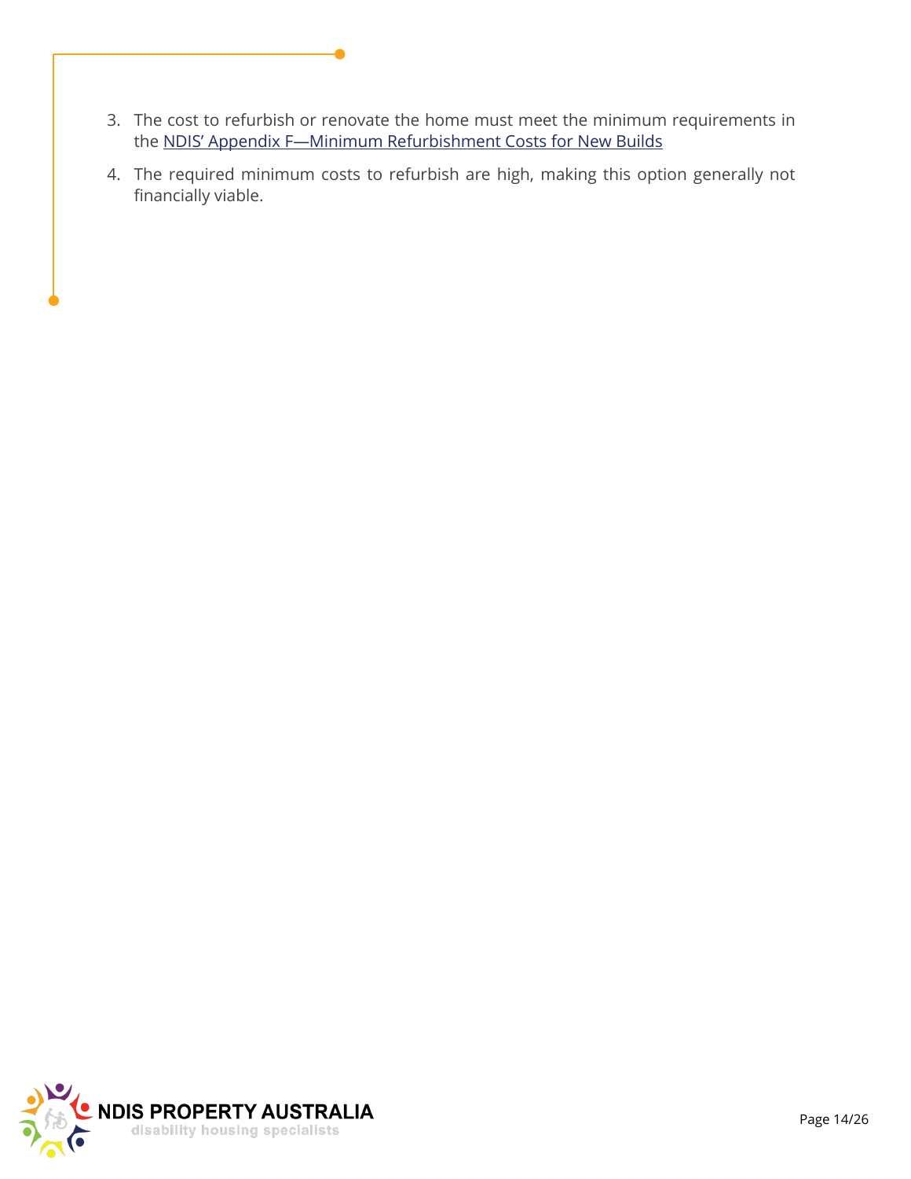3. The cost to refurbish or renovate the home must meet the minimum requirements in the NDIS' Appendix F—Minimum Refurbishment Costs for New Builds
4. The required minimum costs to refurbish are high, making this option generally not financially viable.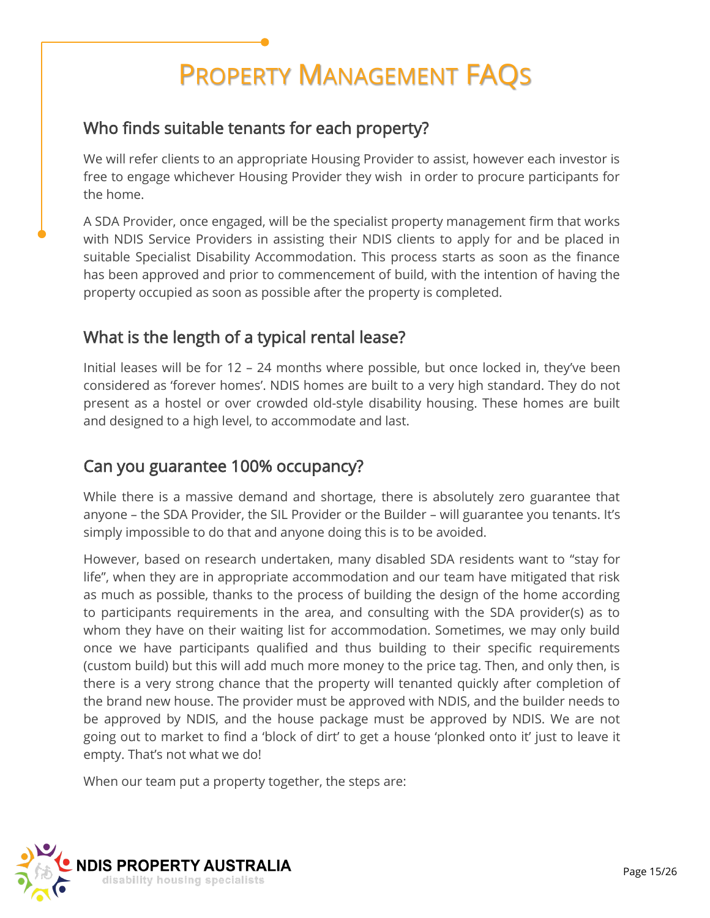# Property Management FAQs

## Who finds suitable tenants for each property?

We will refer clients to an appropriate Housing Provider to assist, however each investor is free to engage whichever Housing Provider they wish in order to procure participants for the home.

A SDA Provider, once engaged, will be the specialist property management firm that works with NDIS Service Providers in assisting their NDIS clients to apply for and be placed in suitable Specialist Disability Accommodation. This process starts as soon as the finance has been approved and prior to commencement of build, with the intention of having the property occupied as soon as possible after the property is completed.

## What is the length of a typical rental lease?

Initial leases will be for 12 – 24 months where possible, but once locked in, they've been considered as 'forever homes'. NDIS homes are built to a very high standard. They do not present as a hostel or over crowded old-style disability housing. These homes are built and designed to a high level, to accommodate and last.

## Can you guarantee 100% occupancy?

While there is a massive demand and shortage, there is absolutely zero guarantee that anyone – the SDA Provider, the SIL Provider or the Builder – will guarantee you tenants. It's simply impossible to do that and anyone doing this is to be avoided.

However, based on research undertaken, many disabled SDA residents want to "stay for life", when they are in appropriate accommodation and our team have mitigated that risk as much as possible, thanks to the process of building the design of the home according to participants requirements in the area, and consulting with the SDA provider(s) as to whom they have on their waiting list for accommodation. Sometimes, we may only build once we have participants qualified and thus building to their specific requirements (custom build) but this will add much more money to the price tag. Then, and only then, is there is a very strong chance that the property will tenanted quickly after completion of the brand new house. The provider must be approved with NDIS, and the builder needs to be approved by NDIS, and the house package must be approved by NDIS. We are not going out to market to find a 'block of dirt' to get a house 'plonked onto it' just to leave it empty. That's not what we do!

When our team put a property together, the steps are: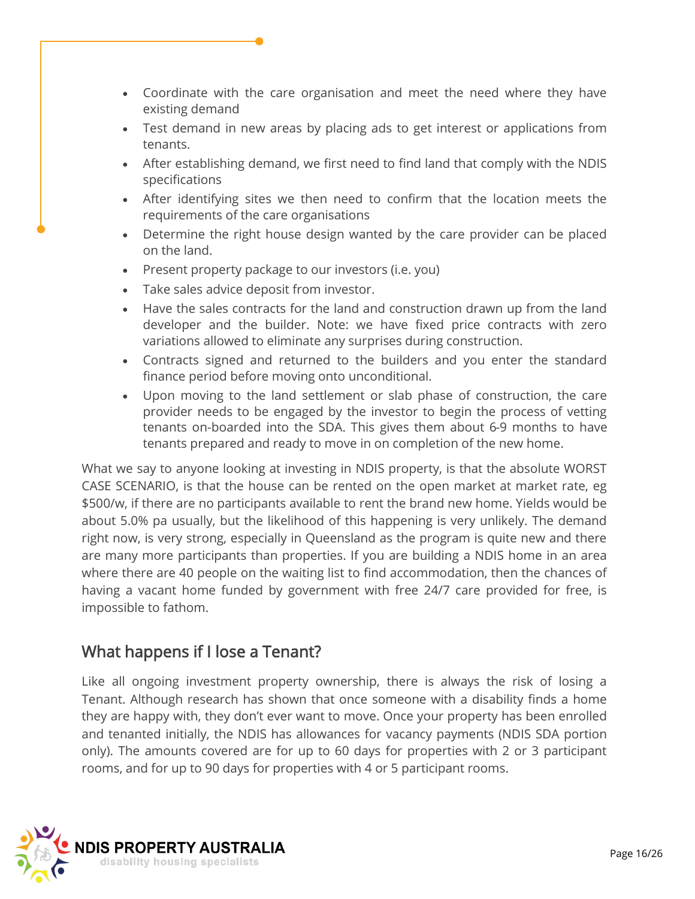- Coordinate with the care organisation and meet the need where they have existing demand
- Test demand in new areas by placing ads to get interest or applications from tenants.
- After establishing demand, we first need to find land that comply with the NDIS specifications
- After identifying sites we then need to confirm that the location meets the requirements of the care organisations
- Determine the right house design wanted by the care provider can be placed on the land.
- Present property package to our investors (i.e. you)
- Take sales advice deposit from investor.
- Have the sales contracts for the land and construction drawn up from the land developer and the builder. Note: we have fixed price contracts with zero variations allowed to eliminate any surprises during construction.
- Contracts signed and returned to the builders and you enter the standard finance period before moving onto unconditional.
- Upon moving to the land settlement or slab phase of construction, the care provider needs to be engaged by the investor to begin the process of vetting tenants on-boarded into the SDA. This gives them about 6-9 months to have tenants prepared and ready to move in on completion of the new home.

What we say to anyone looking at investing in NDIS property, is that the absolute WORST CASE SCENARIO, is that the house can be rented on the open market at market rate, eg $500/w, if there are no participants available to rent the brand new home. Yields would be about 5.0% pa usually, but the likelihood of this happening is very unlikely. The demand right now, is very strong, especially in Queensland as the program is quite new and there are many more participants than properties. If you are building a NDIS home in an area where there are 40 people on the waiting list to find accommodation, then the chances of having a vacant home funded by government with free 24/7 care provided for free, is impossible to fathom.

## What happens if I lose a Tenant?

Like all ongoing investment property ownership, there is always the risk of losing a Tenant. Although research has shown that once someone with a disability finds a home they are happy with, they don't ever want to move. Once your property has been enrolled and tenanted initially, the NDIS has allowances for vacancy payments (NDIS SDA portion only). The amounts covered are for up to 60 days for properties with 2 or 3 participant rooms, and for up to 90 days for properties with 4 or 5 participant rooms.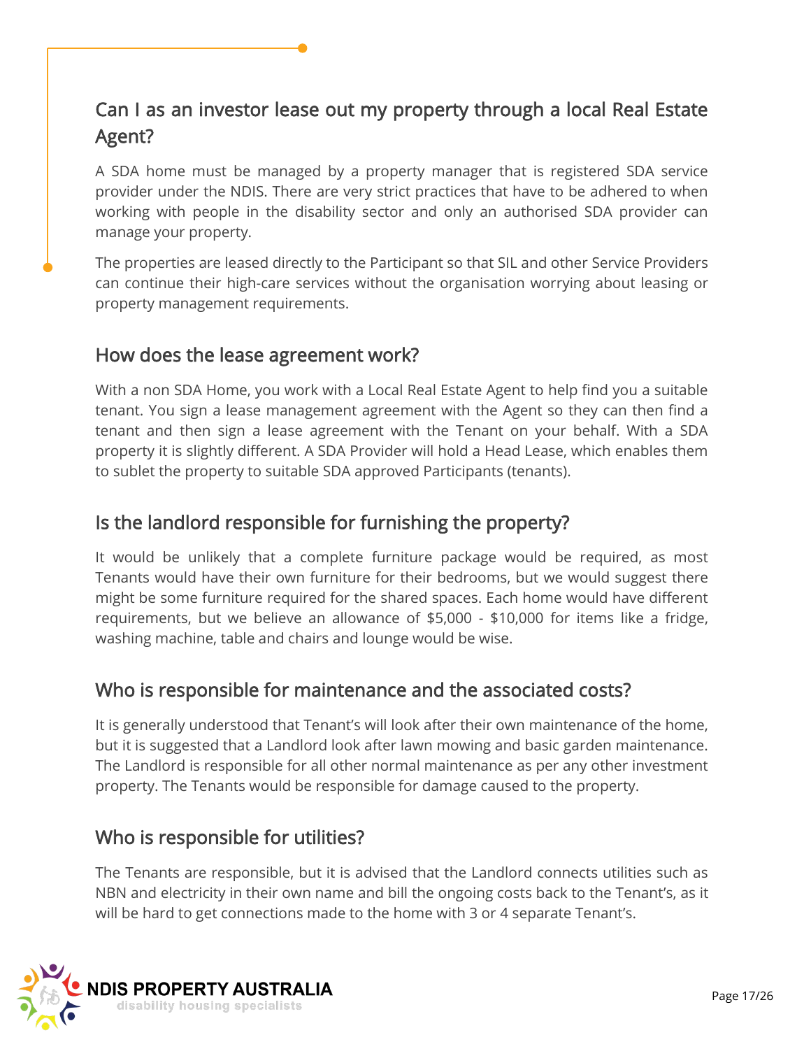## Can I as an investor lease out my property through a local Real Estate Agent?

A SDA home must be managed by a property manager that is registered SDA service provider under the NDIS. There are very strict practices that have to be adhered to when working with people in the disability sector and only an authorised SDA provider can manage your property.

The properties are leased directly to the Participant so that SIL and other Service Providers can continue their high-care services without the organisation worrying about leasing or property management requirements.

## How does the lease agreement work?

With a non SDA Home, you work with a Local Real Estate Agent to help find you a suitable tenant. You sign a lease management agreement with the Agent so they can then find a tenant and then sign a lease agreement with the Tenant on your behalf. With a SDA property it is slightly different. A SDA Provider will hold a Head Lease, which enables them to sublet the property to suitable SDA approved Participants (tenants).

## Is the landlord responsible for furnishing the property?

It would be unlikely that a complete furniture package would be required, as most Tenants would have their own furniture for their bedrooms, but we would suggest there might be some furniture required for the shared spaces. Each home would have different requirements, but we believe an allowance of $5,000 - $10,000 for items like a fridge, washing machine, table and chairs and lounge would be wise.

## Who is responsible for maintenance and the associated costs?

It is generally understood that Tenant's will look after their own maintenance of the home, but it is suggested that a Landlord look after lawn mowing and basic garden maintenance. The Landlord is responsible for all other normal maintenance as per any other investment property. The Tenants would be responsible for damage caused to the property.

## Who is responsible for utilities?

The Tenants are responsible, but it is advised that the Landlord connects utilities such as NBN and electricity in their own name and bill the ongoing costs back to the Tenant's, as it will be hard to get connections made to the home with 3 or 4 separate Tenant's.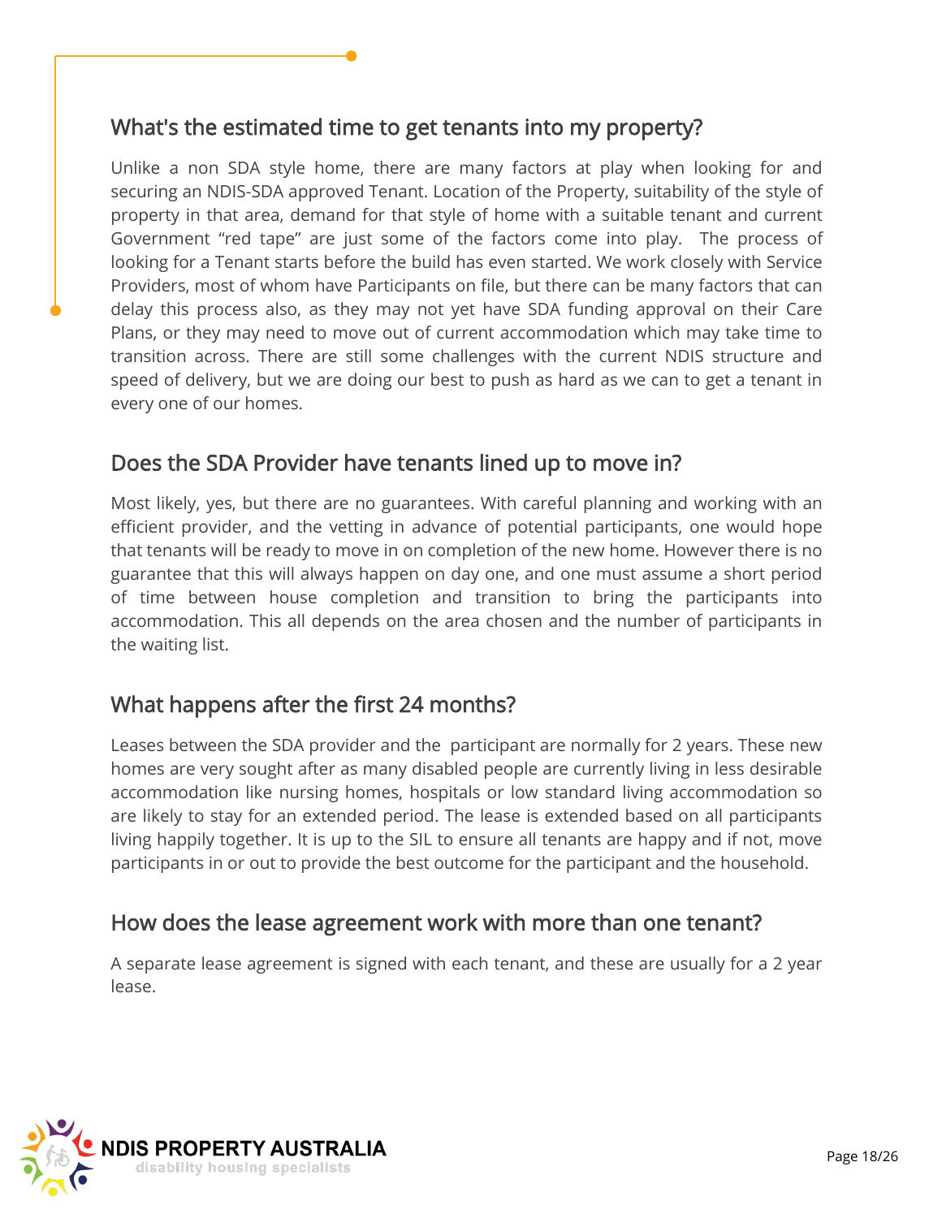## What's the estimated time to get tenants into my property?

Unlike a non SDA style home, there are many factors at play when looking for and securing an NDIS-SDA approved Tenant. Location of the Property, suitability of the style of property in that area, demand for that style of home with a suitable tenant and current Government "red tape" are just some of the factors come into play. The process of looking for a Tenant starts before the build has even started. We work closely with Service Providers, most of whom have Participants on file, but there can be many factors that can delay this process also, as they may not yet have SDA funding approval on their Care Plans, or they may need to move out of current accommodation which may take time to transition across. There are still some challenges with the current NDIS structure and speed of delivery, but we are doing our best to push as hard as we can to get a tenant in every one of our homes.

## Does the SDA Provider have tenants lined up to move in?

Most likely, yes, but there are no guarantees. With careful planning and working with an efficient provider, and the vetting in advance of potential participants, one would hope that tenants will be ready to move in on completion of the new home. However there is no guarantee that this will always happen on day one, and one must assume a short period of time between house completion and transition to bring the participants into accommodation. This all depends on the area chosen and the number of participants in the waiting list.

## What happens after the first 24 months?

Leases between the SDA provider and the participant are normally for 2 years. These new homes are very sought after as many disabled people are currently living in less desirable accommodation like nursing homes, hospitals or low standard living accommodation so are likely to stay for an extended period. The lease is extended based on all participants living happily together. It is up to the SIL to ensure all tenants are happy and if not, move participants in or out to provide the best outcome for the participant and the household.

## How does the lease agreement work with more than one tenant?

A separate lease agreement is signed with each tenant, and these are usually for a 2 year lease.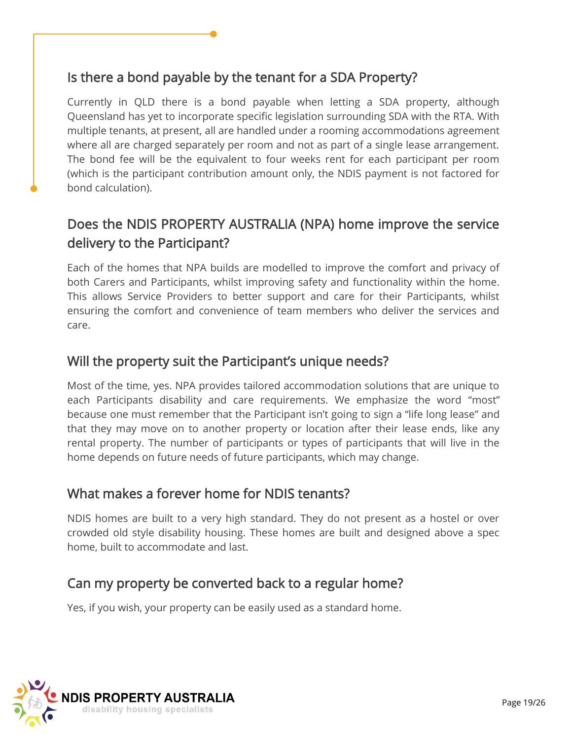## Is there a bond payable by the tenant for a SDA Property?

Currently in QLD there is a bond payable when letting a SDA property, although Queensland has yet to incorporate specific legislation surrounding SDA with the RTA. With multiple tenants, at present, all are handled under a rooming accommodations agreement where all are charged separately per room and not as part of a single lease arrangement. The bond fee will be the equivalent to four weeks rent for each participant per room (which is the participant contribution amount only, the NDIS payment is not factored for bond calculation).

## Does the NDIS PROPERTY AUSTRALIA (NPA) home improve the service delivery to the Participant?

Each of the homes that NPA builds are modelled to improve the comfort and privacy of both Carers and Participants, whilst improving safety and functionality within the home. This allows Service Providers to better support and care for their Participants, whilst ensuring the comfort and convenience of team members who deliver the services and care.

## Will the property suit the Participant's unique needs?

Most of the time, yes. NPA provides tailored accommodation solutions that are unique to each Participants disability and care requirements. We emphasize the word "most" because one must remember that the Participant isn't going to sign a "life long lease" and that they may move on to another property or location after their lease ends, like any rental property. The number of participants or types of participants that will live in the home depends on future needs of future participants, which may change.

## What makes a forever home for NDIS tenants?

NDIS homes are built to a very high standard. They do not present as a hostel or over crowded old style disability housing. These homes are built and designed above a spec home, built to accommodate and last.

## Can my property be converted back to a regular home?

Yes, if you wish, your property can be easily used as a standard home.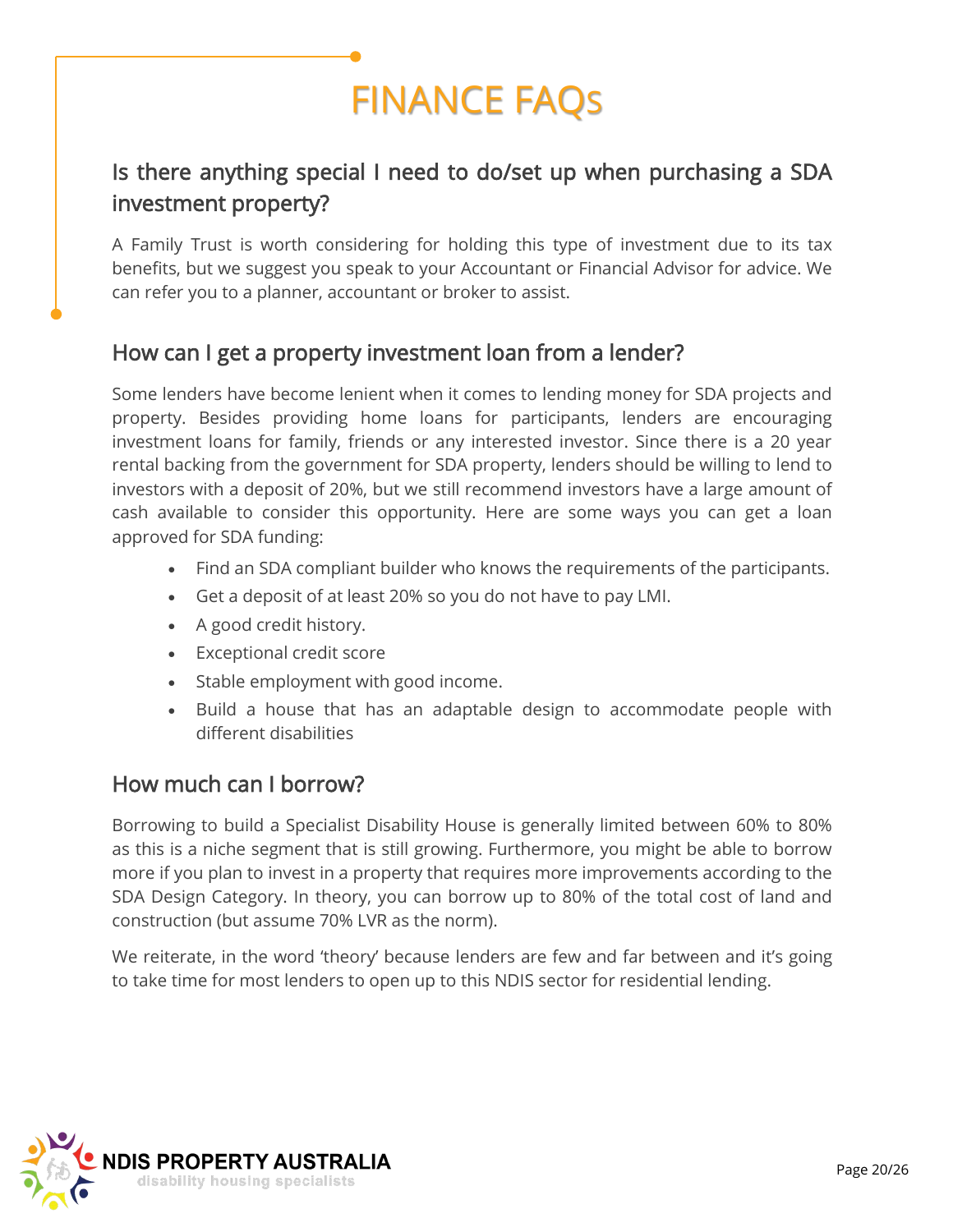# FINANCE FAQs

## Is there anything special I need to do/set up when purchasing a SDA investment property?

A Family Trust is worth considering for holding this type of investment due to its tax benefits, but we suggest you speak to your Accountant or Financial Advisor for advice. We can refer you to a planner, accountant or broker to assist.

## How can I get a property investment loan from a lender?

Some lenders have become lenient when it comes to lending money for SDA projects and property. Besides providing home loans for participants, lenders are encouraging investment loans for family, friends or any interested investor. Since there is a 20 year rental backing from the government for SDA property, lenders should be willing to lend to investors with a deposit of 20%, but we still recommend investors have a large amount of cash available to consider this opportunity. Here are some ways you can get a loan approved for SDA funding:

- Find an SDA compliant builder who knows the requirements of the participants.
- Get a deposit of at least 20% so you do not have to pay LMI.
- A good credit history.
- Exceptional credit score
- Stable employment with good income.
- Build a house that has an adaptable design to accommodate people with different disabilities

## How much can I borrow?

Borrowing to build a Specialist Disability House is generally limited between 60% to 80% as this is a niche segment that is still growing. Furthermore, you might be able to borrow more if you plan to invest in a property that requires more improvements according to the SDA Design Category. In theory, you can borrow up to 80% of the total cost of land and construction (but assume 70% LVR as the norm).

We reiterate, in the word 'theory' because lenders are few and far between and it's going to take time for most lenders to open up to this NDIS sector for residential lending.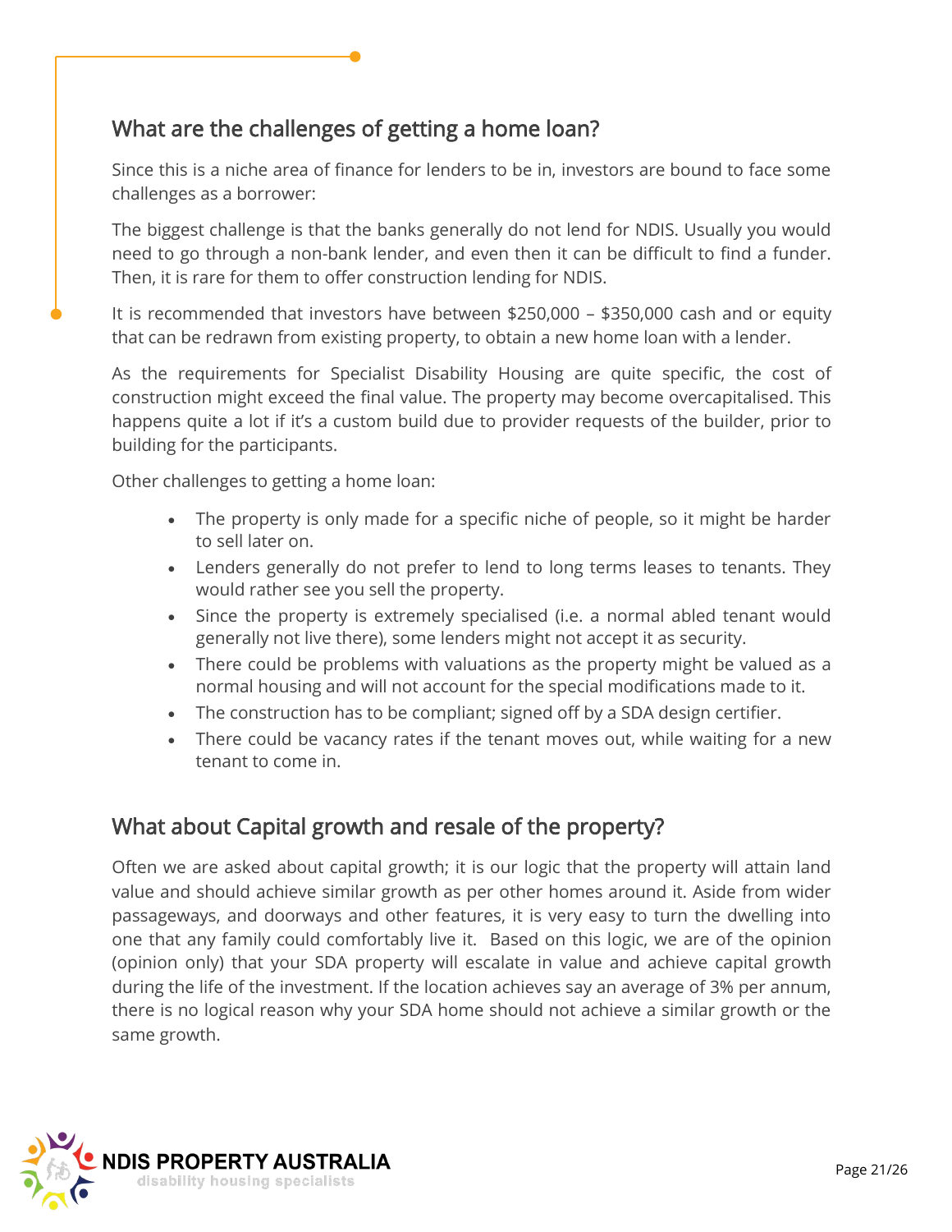## What are the challenges of getting a home loan?

Since this is a niche area of finance for lenders to be in, investors are bound to face some challenges as a borrower:

The biggest challenge is that the banks generally do not lend for NDIS. Usually you would need to go through a non-bank lender, and even then it can be difficult to find a funder. Then, it is rare for them to offer construction lending for NDIS.

It is recommended that investors have between $250,000 – $350,000 cash and or equity that can be redrawn from existing property, to obtain a new home loan with a lender.

As the requirements for Specialist Disability Housing are quite specific, the cost of construction might exceed the final value. The property may become overcapitalised. This happens quite a lot if it's a custom build due to provider requests of the builder, prior to building for the participants.

Other challenges to getting a home loan:

- The property is only made for a specific niche of people, so it might be harder to sell later on.
- Lenders generally do not prefer to lend to long terms leases to tenants. They would rather see you sell the property.
- Since the property is extremely specialised (i.e. a normal abled tenant would generally not live there), some lenders might not accept it as security.
- There could be problems with valuations as the property might be valued as a normal housing and will not account for the special modifications made to it.
- The construction has to be compliant; signed off by a SDA design certifier.
- There could be vacancy rates if the tenant moves out, while waiting for a new tenant to come in.

## What about Capital growth and resale of the property?

Often we are asked about capital growth; it is our logic that the property will attain land value and should achieve similar growth as per other homes around it. Aside from wider passageways, and doorways and other features, it is very easy to turn the dwelling into one that any family could comfortably live it. Based on this logic, we are of the opinion (opinion only) that your SDA property will escalate in value and achieve capital growth during the life of the investment. If the location achieves say an average of 3% per annum, there is no logical reason why your SDA home should not achieve a similar growth or the same growth.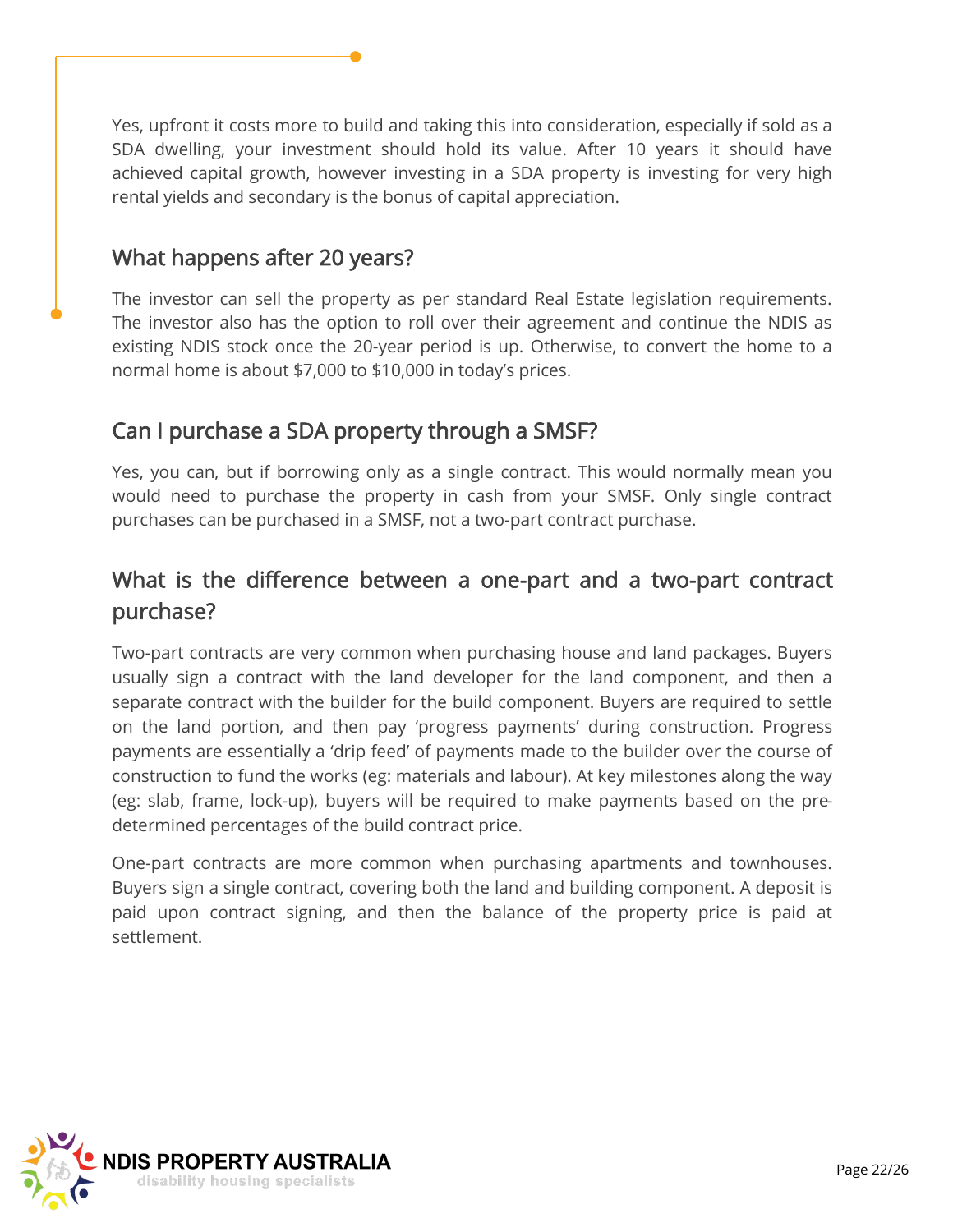Yes, upfront it costs more to build and taking this into consideration, especially if sold as a SDA dwelling, your investment should hold its value. After 10 years it should have achieved capital growth, however investing in a SDA property is investing for very high rental yields and secondary is the bonus of capital appreciation.

## What happens after 20 years?

The investor can sell the property as per standard Real Estate legislation requirements. The investor also has the option to roll over their agreement and continue the NDIS as existing NDIS stock once the 20-year period is up. Otherwise, to convert the home to a normal home is about $7,000 to $10,000 in today's prices.

## Can I purchase a SDA property through a SMSF?

Yes, you can, but if borrowing only as a single contract. This would normally mean you would need to purchase the property in cash from your SMSF. Only single contract purchases can be purchased in a SMSF, not a two-part contract purchase.

## What is the difference between a one-part and a two-part contract purchase?

Two-part contracts are very common when purchasing house and land packages. Buyers usually sign a contract with the land developer for the land component, and then a separate contract with the builder for the build component. Buyers are required to settle on the land portion, and then pay 'progress payments' during construction. Progress payments are essentially a 'drip feed' of payments made to the builder over the course of construction to fund the works (eg: materials and labour). At key milestones along the way (eg: slab, frame, lock-up), buyers will be required to make payments based on the pre-determined percentages of the build contract price.

One-part contracts are more common when purchasing apartments and townhouses. Buyers sign a single contract, covering both the land and building component. A deposit is paid upon contract signing, and then the balance of the property price is paid at settlement.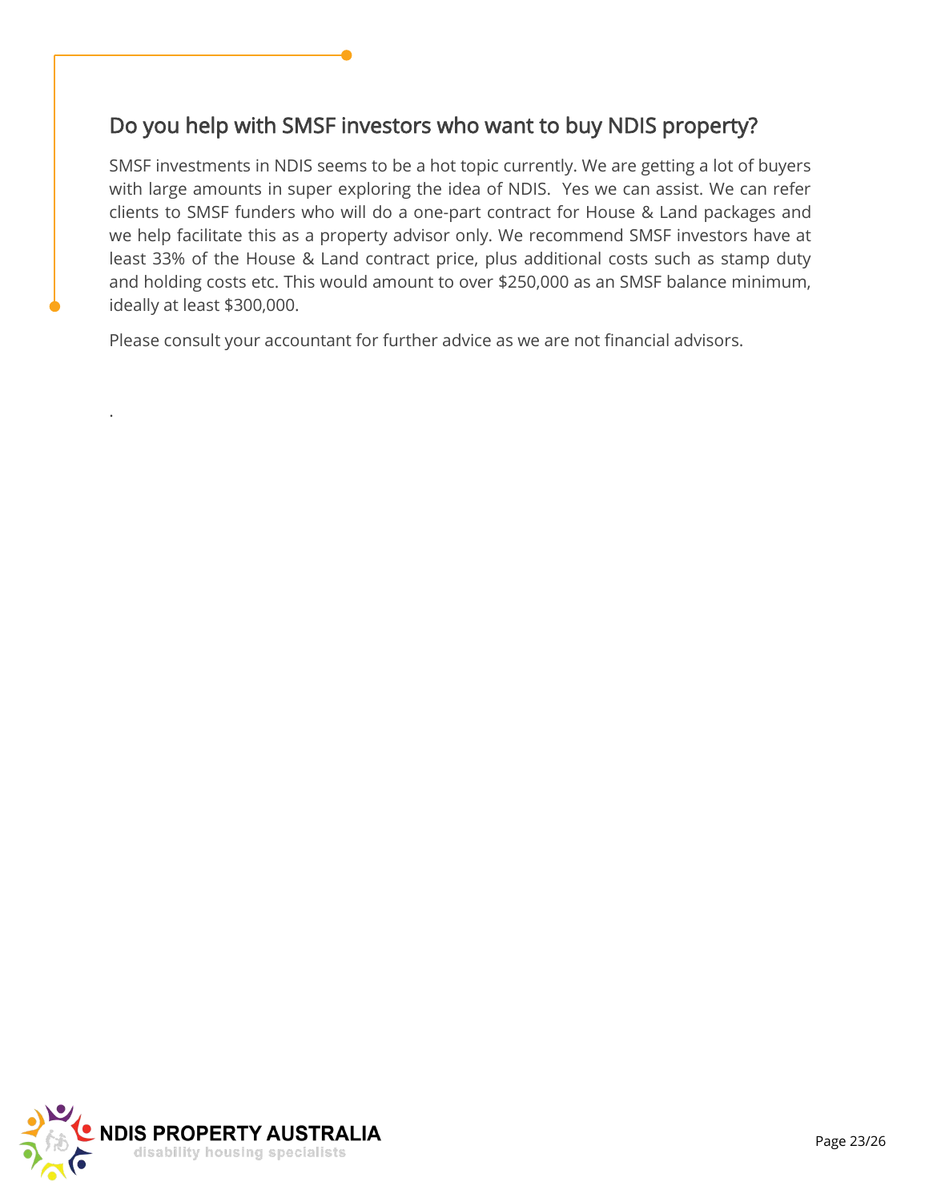## Do you help with SMSF investors who want to buy NDIS property?

SMSF investments in NDIS seems to be a hot topic currently. We are getting a lot of buyers with large amounts in super exploring the idea of NDIS. Yes we can assist. We can refer clients to SMSF funders who will do a one-part contract for House & Land packages and we help facilitate this as a property advisor only. We recommend SMSF investors have at least 33% of the House & Land contract price, plus additional costs such as stamp duty and holding costs etc. This would amount to over $250,000 as an SMSF balance minimum, ideally at least $300,000.

Please consult your accountant for further advice as we are not financial advisors.

.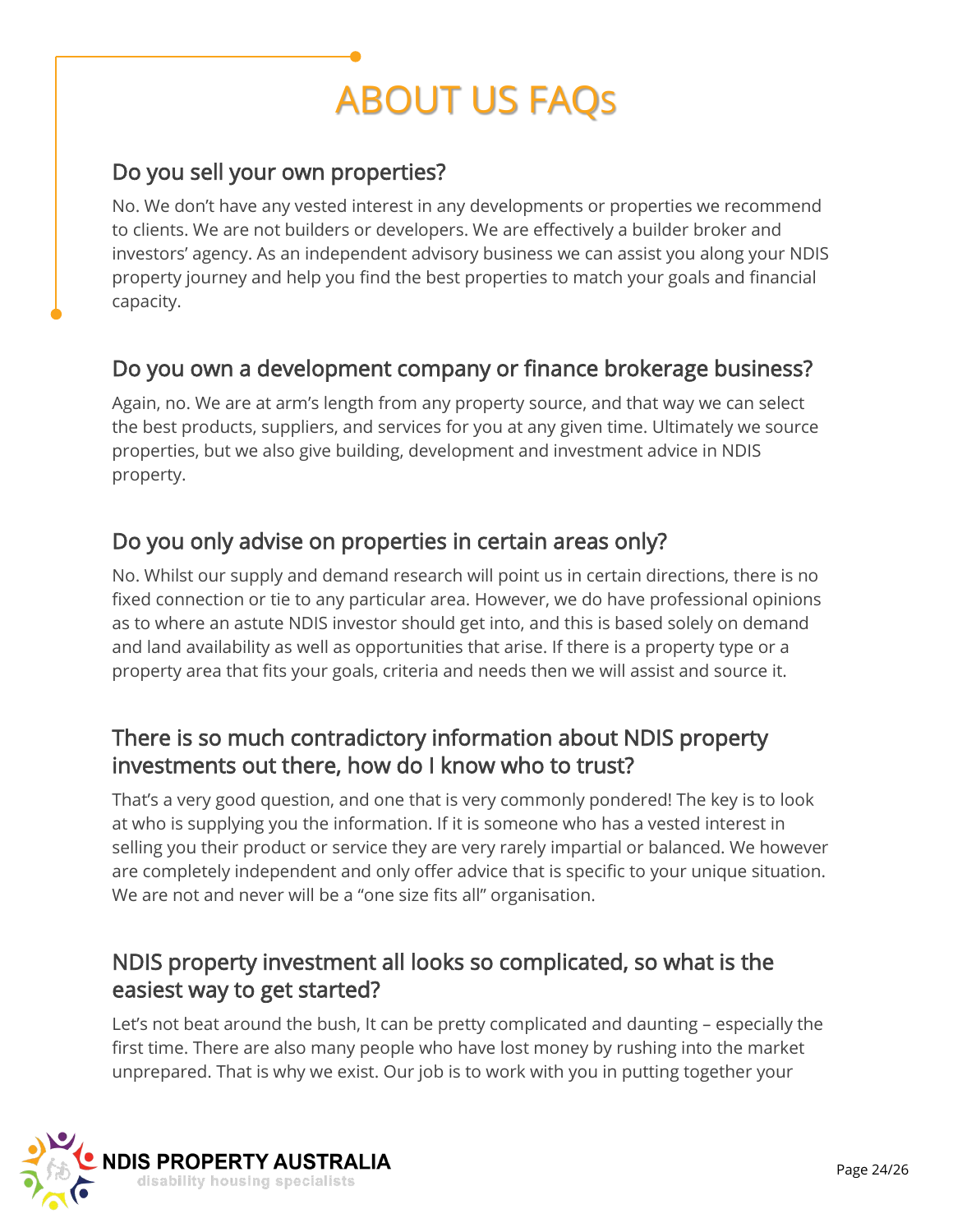# ABOUT US FAQs

## Do you sell your own properties?

No. We don't have any vested interest in any developments or properties we recommend to clients. We are not builders or developers. We are effectively a builder broker and investors' agency. As an independent advisory business we can assist you along your NDIS property journey and help you find the best properties to match your goals and financial capacity.

## Do you own a development company or finance brokerage business?

Again, no. We are at arm's length from any property source, and that way we can select the best products, suppliers, and services for you at any given time. Ultimately we source properties, but we also give building, development and investment advice in NDIS property.

## Do you only advise on properties in certain areas only?

No. Whilst our supply and demand research will point us in certain directions, there is no fixed connection or tie to any particular area. However, we do have professional opinions as to where an astute NDIS investor should get into, and this is based solely on demand and land availability as well as opportunities that arise. If there is a property type or a property area that fits your goals, criteria and needs then we will assist and source it.

## There is so much contradictory information about NDIS property investments out there, how do I know who to trust?

That's a very good question, and one that is very commonly pondered! The key is to look at who is supplying you the information. If it is someone who has a vested interest in selling you their product or service they are very rarely impartial or balanced. We however are completely independent and only offer advice that is specific to your unique situation. We are not and never will be a "one size fits all" organisation.

## NDIS property investment all looks so complicated, so what is the easiest way to get started?

Let's not beat around the bush, It can be pretty complicated and daunting – especially the first time. There are also many people who have lost money by rushing into the market unprepared. That is why we exist. Our job is to work with you in putting together your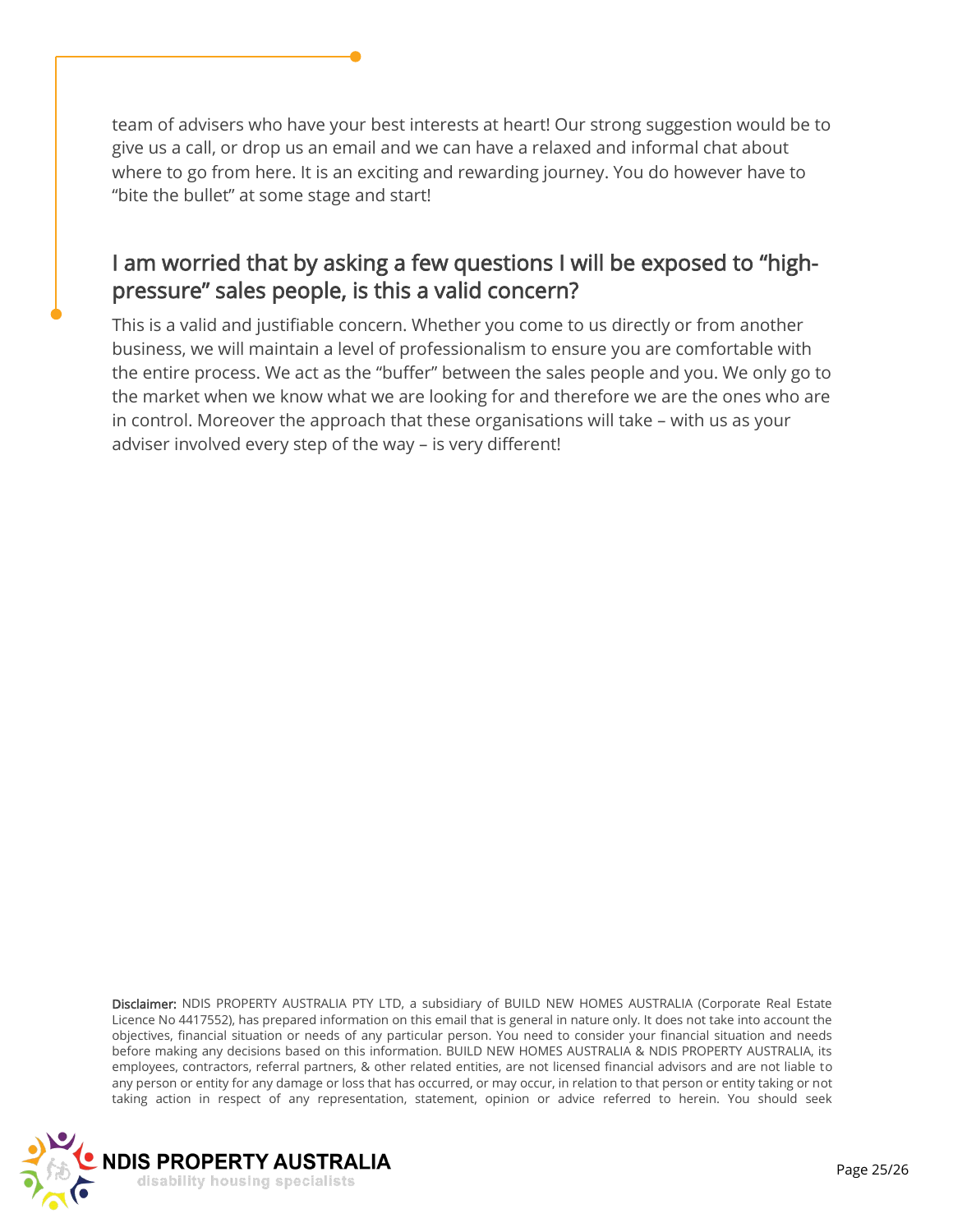team of advisers who have your best interests at heart! Our strong suggestion would be to give us a call, or drop us an email and we can have a relaxed and informal chat about where to go from here. It is an exciting and rewarding journey. You do however have to "bite the bullet" at some stage and start!

## I am worried that by asking a few questions I will be exposed to "high-pressure" sales people, is this a valid concern?

This is a valid and justifiable concern. Whether you come to us directly or from another business, we will maintain a level of professionalism to ensure you are comfortable with the entire process. We act as the "buffer" between the sales people and you. We only go to the market when we know what we are looking for and therefore we are the ones who are in control. Moreover the approach that these organisations will take – with us as your adviser involved every step of the way – is very different!

**Disclaimer:** NDIS PROPERTY AUSTRALIA PTY LTD, a subsidiary of BUILD NEW HOMES AUSTRALIA (Corporate Real Estate Licence No 4417552), has prepared information on this email that is general in nature only. It does not take into account the objectives, financial situation or needs of any particular person. You need to consider your financial situation and needs before making any decisions based on this information. BUILD NEW HOMES AUSTRALIA & NDIS PROPERTY AUSTRALIA, its employees, contractors, referral partners, & other related entities, are not licensed financial advisors and are not liable to any person or entity for any damage or loss that has occurred, or may occur, in relation to that person or entity taking or not taking action in respect of any representation, statement, opinion or advice referred to herein. You should seek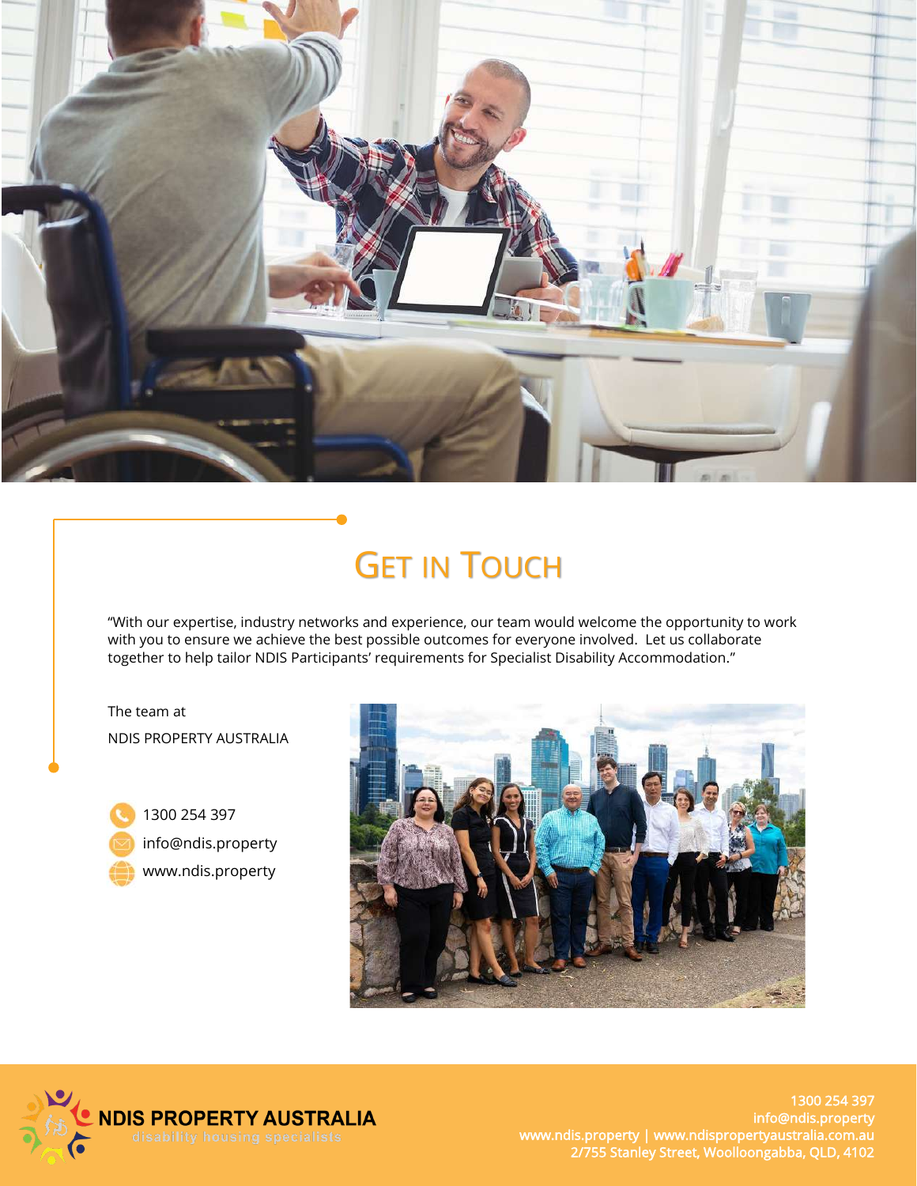## GET IN TOUCH

"With our expertise, industry networks and experience, our team would welcome the opportunity to work with you to ensure we achieve the best possible outcomes for everyone involved. Let us collaborate together to help tailor NDIS Participants' requirements for Specialist Disability Accommodation."

The team at

NDIS PROPERTY AUSTRALIA

1300 254 397

info@ndis.property

www.ndis.property

**NDIS PROPERTY AUSTRALIA**

disability housing specialists

1300 254 397

info@ndis.property

www.ndis.property | www.ndispropertyaustralia.com.au

2/755 Stanley Street, Woolloongabba, QLD, 4102